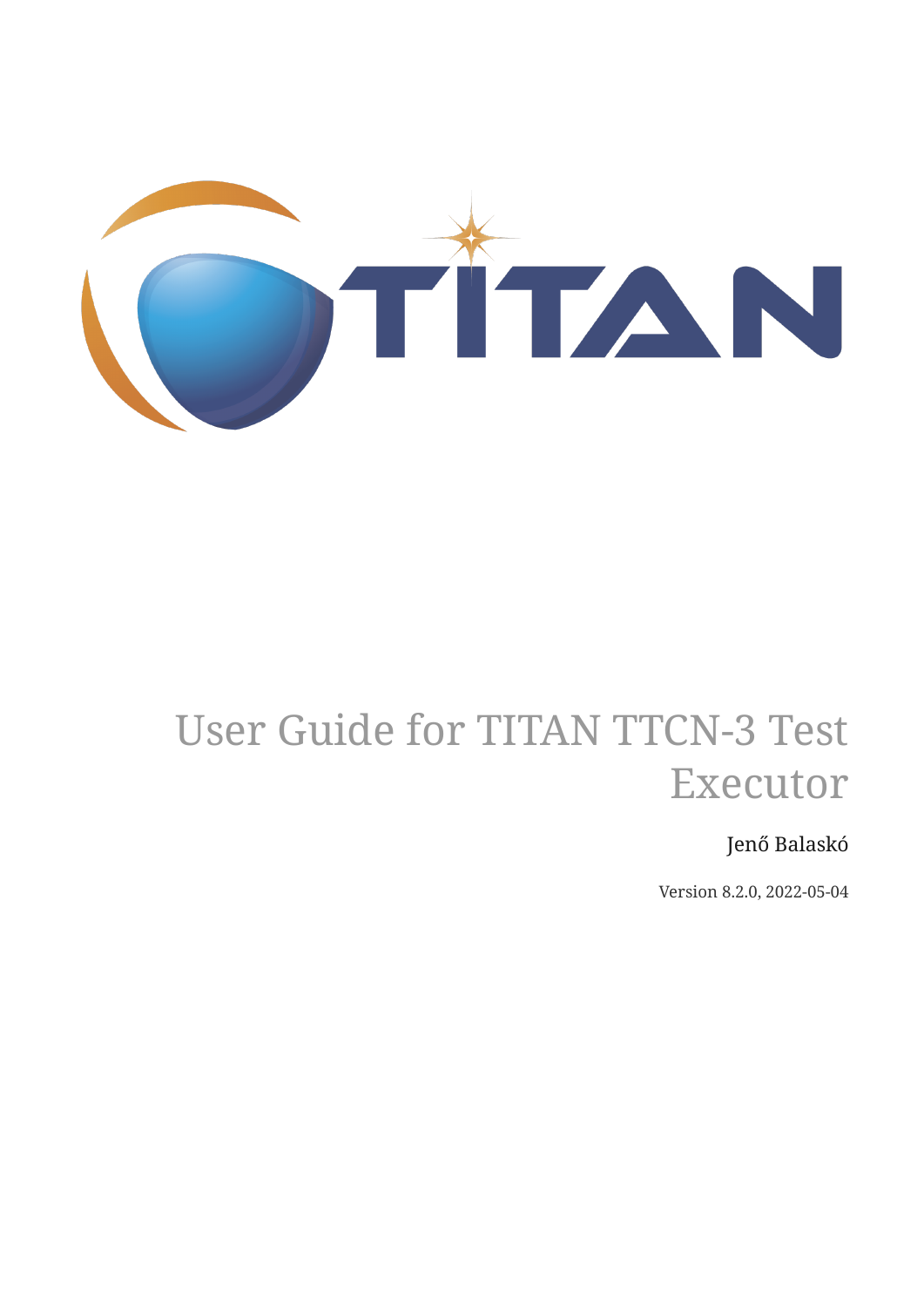# User Guide for TITAN TTCN-3 Test Executor

Jenő Balaskó

Version 8.2.0, 2022-05-04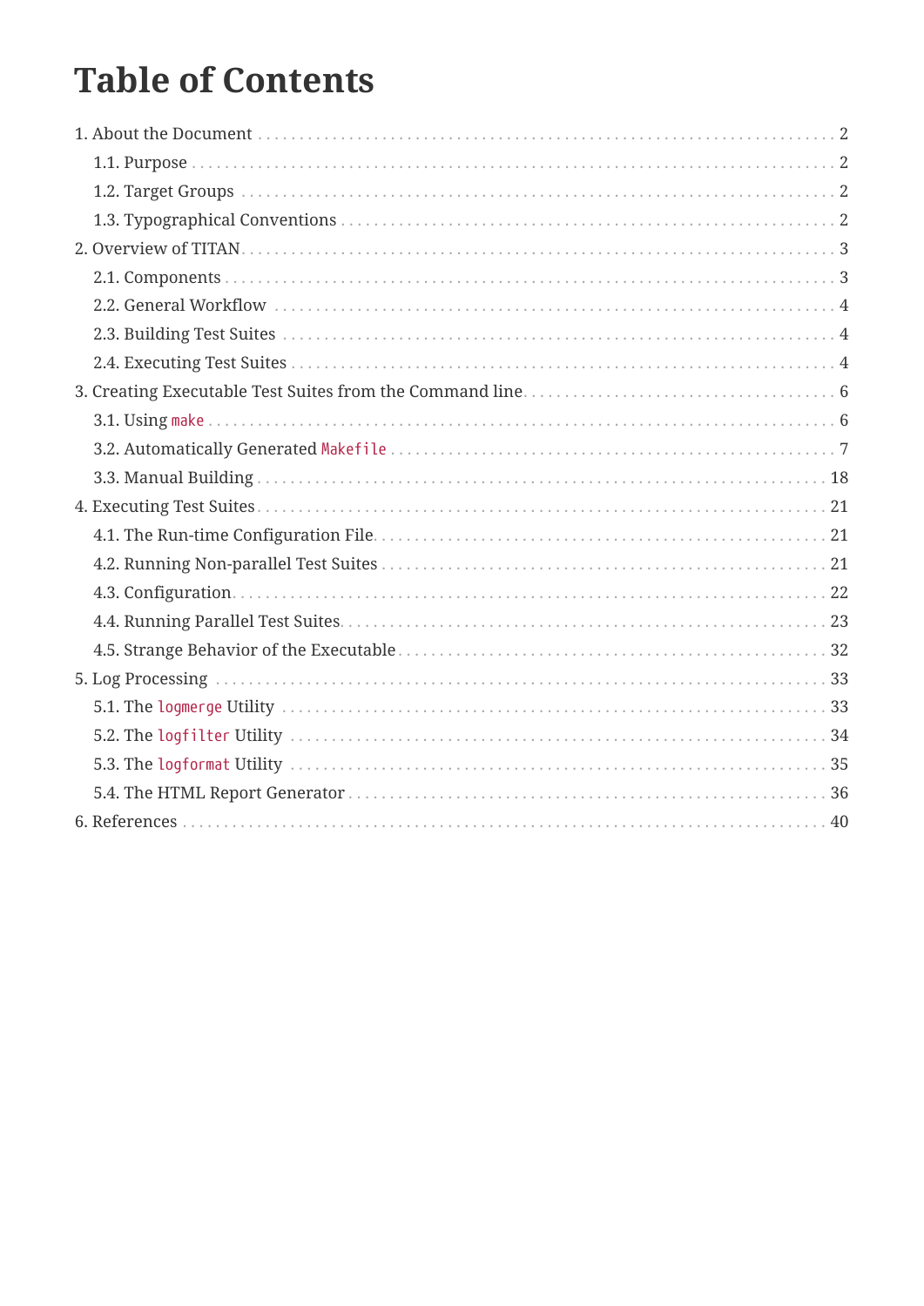# Table of Contents

- 1. About the Document ... 2
  - 1.1. Purpose ... 2
  - 1.2. Target Groups ... 2
  - 1.3. Typographical Conventions ... 2
- 2. Overview of TITAN ... 3
  - 2.1. Components ... 3
  - 2.2. General Workflow ... 4
  - 2.3. Building Test Suites ... 4
  - 2.4. Executing Test Suites ... 4
- 3. Creating Executable Test Suites from the Command line ... 6
  - 3.1. Using `make` ... 6
  - 3.2. Automatically Generated `Makefile` ... 7
  - 3.3. Manual Building ... 18
- 4. Executing Test Suites ... 21
  - 4.1. The Run-time Configuration File ... 21
  - 4.2. Running Non-parallel Test Suites ... 21
  - 4.3. Configuration ... 22
  - 4.4. Running Parallel Test Suites ... 23
  - 4.5. Strange Behavior of the Executable ... 32
- 5. Log Processing ... 33
  - 5.1. The `logmerge` Utility ... 33
  - 5.2. The `logfilter` Utility ... 34
  - 5.3. The `logformat` Utility ... 35
  - 5.4. The HTML Report Generator ... 36
- 6. References ... 40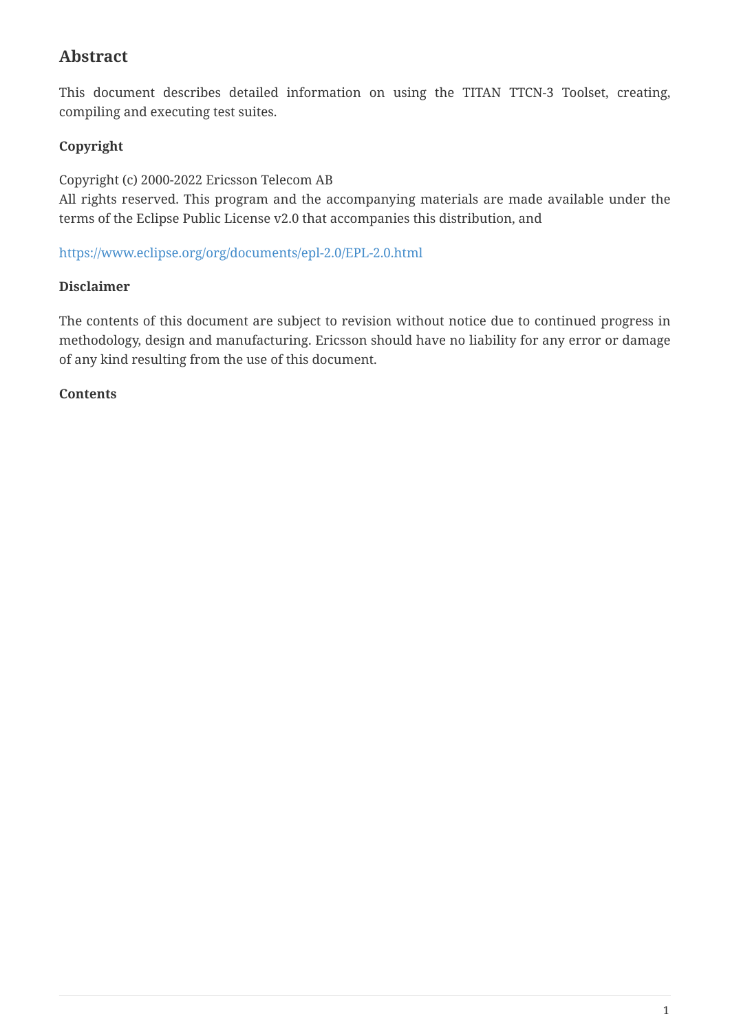## Abstract

This document describes detailed information on using the TITAN TTCN-3 Toolset, creating, compiling and executing test suites.

**Copyright**

Copyright (c) 2000-2022 Ericsson Telecom AB
All rights reserved. This program and the accompanying materials are made available under the terms of the Eclipse Public License v2.0 that accompanies this distribution, and

https://www.eclipse.org/org/documents/epl-2.0/EPL-2.0.html

**Disclaimer**

The contents of this document are subject to revision without notice due to continued progress in methodology, design and manufacturing. Ericsson should have no liability for any error or damage of any kind resulting from the use of this document.

**Contents**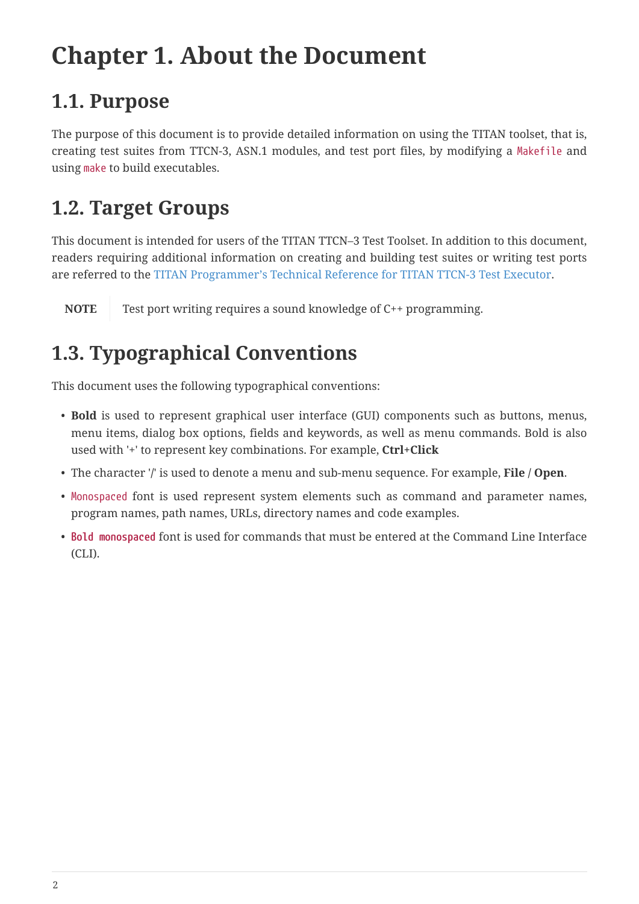# Chapter 1. About the Document

## 1.1. Purpose

The purpose of this document is to provide detailed information on using the TITAN toolset, that is, creating test suites from TTCN-3, ASN.1 modules, and test port files, by modifying a `Makefile` and using `make` to build executables.

## 1.2. Target Groups

This document is intended for users of the TITAN TTCN–3 Test Toolset. In addition to this document, readers requiring additional information on creating and building test suites or writing test ports are referred to the TITAN Programmer's Technical Reference for TITAN TTCN-3 Test Executor.

**NOTE** Test port writing requires a sound knowledge of C++ programming.

## 1.3. Typographical Conventions

This document uses the following typographical conventions:

- **Bold** is used to represent graphical user interface (GUI) components such as buttons, menus, menu items, dialog box options, fields and keywords, as well as menu commands. Bold is also used with '+' to represent key combinations. For example, **Ctrl+Click**
- The character '/' is used to denote a menu and sub-menu sequence. For example, **File / Open**.
- `Monospaced` font is used represent system elements such as command and parameter names, program names, path names, URLs, directory names and code examples.
- **`Bold monospaced`** font is used for commands that must be entered at the Command Line Interface (CLI).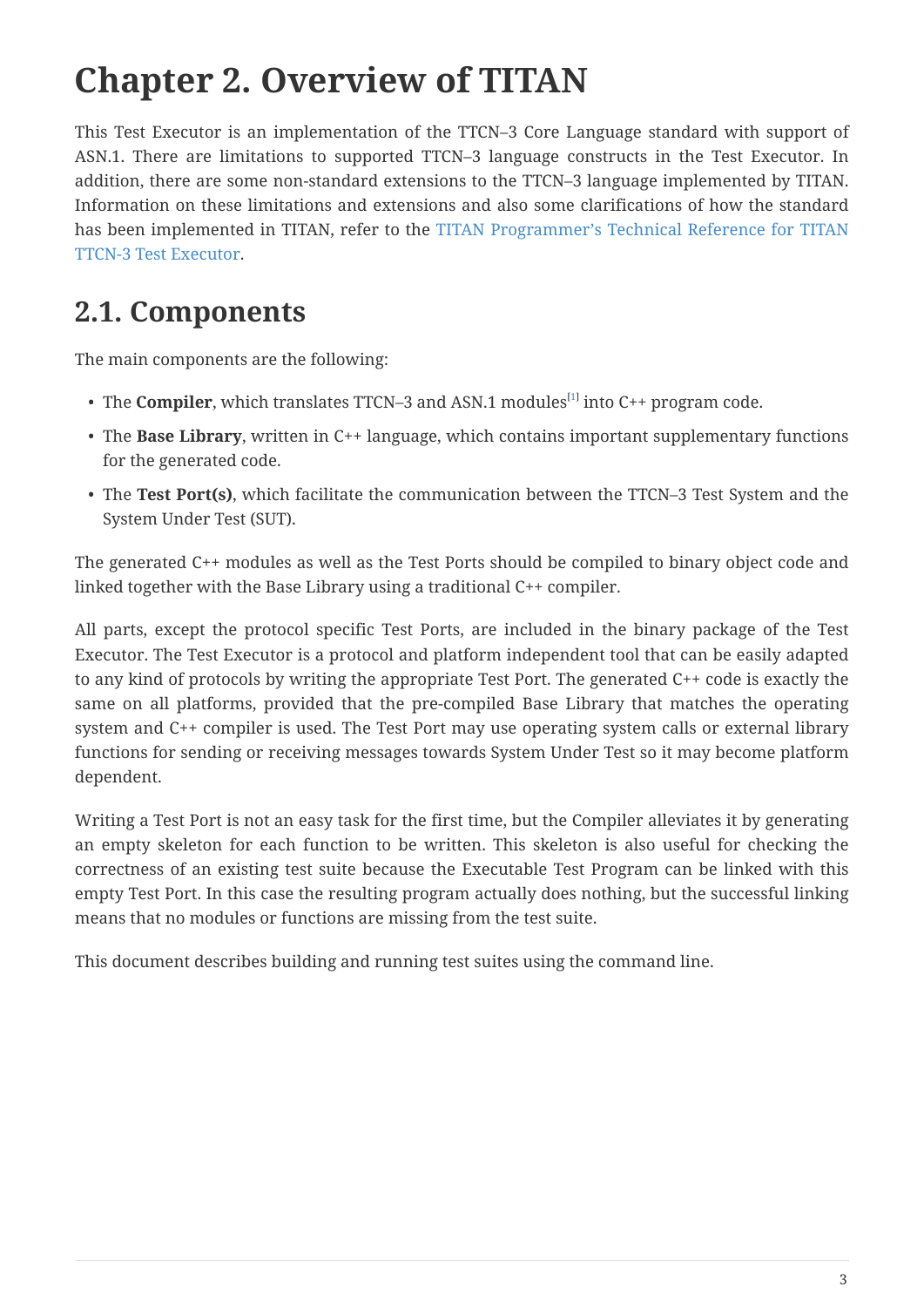# Chapter 2. Overview of TITAN

This Test Executor is an implementation of the TTCN–3 Core Language standard with support of ASN.1. There are limitations to supported TTCN–3 language constructs in the Test Executor. In addition, there are some non-standard extensions to the TTCN–3 language implemented by TITAN. Information on these limitations and extensions and also some clarifications of how the standard has been implemented in TITAN, refer to the TITAN Programmer's Technical Reference for TITAN TTCN-3 Test Executor.

## 2.1. Components

The main components are the following:

- The **Compiler**, which translates TTCN–3 and ASN.1 modules[1] into C++ program code.
- The **Base Library**, written in C++ language, which contains important supplementary functions for the generated code.
- The **Test Port(s)**, which facilitate the communication between the TTCN–3 Test System and the System Under Test (SUT).

The generated C++ modules as well as the Test Ports should be compiled to binary object code and linked together with the Base Library using a traditional C++ compiler.

All parts, except the protocol specific Test Ports, are included in the binary package of the Test Executor. The Test Executor is a protocol and platform independent tool that can be easily adapted to any kind of protocols by writing the appropriate Test Port. The generated C++ code is exactly the same on all platforms, provided that the pre-compiled Base Library that matches the operating system and C++ compiler is used. The Test Port may use operating system calls or external library functions for sending or receiving messages towards System Under Test so it may become platform dependent.

Writing a Test Port is not an easy task for the first time, but the Compiler alleviates it by generating an empty skeleton for each function to be written. This skeleton is also useful for checking the correctness of an existing test suite because the Executable Test Program can be linked with this empty Test Port. In this case the resulting program actually does nothing, but the successful linking means that no modules or functions are missing from the test suite.

This document describes building and running test suites using the command line.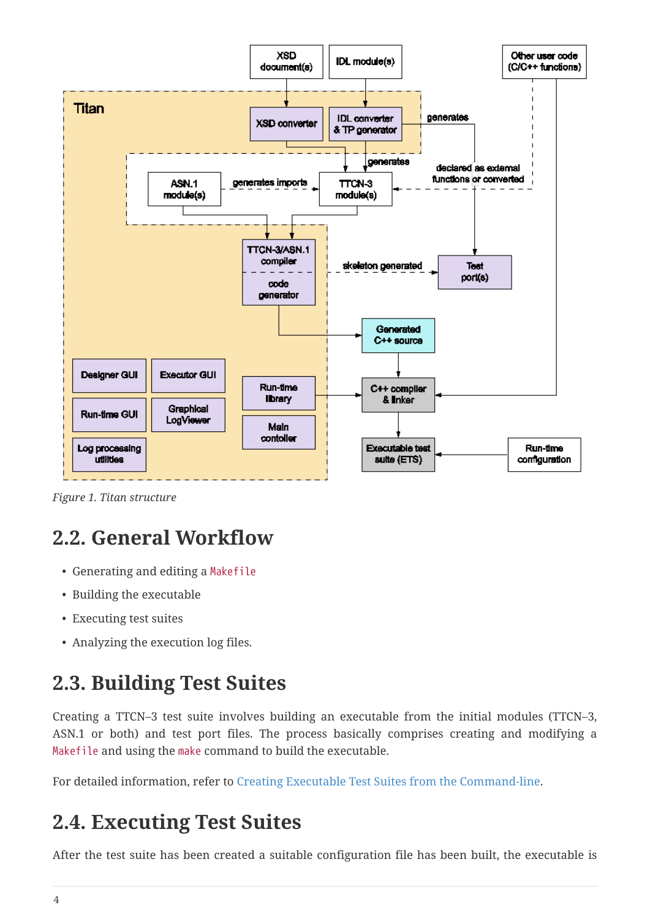*Figure 1. Titan structure*

## 2.2. General Workflow

- Generating and editing a `Makefile`
- Building the executable
- Executing test suites
- Analyzing the execution log files.

## 2.3. Building Test Suites

Creating a TTCN–3 test suite involves building an executable from the initial modules (TTCN–3, ASN.1 or both) and test port files. The process basically comprises creating and modifying a `Makefile` and using the `make` command to build the executable.

For detailed information, refer to Creating Executable Test Suites from the Command-line.

## 2.4. Executing Test Suites

After the test suite has been created a suitable configuration file has been built, the executable is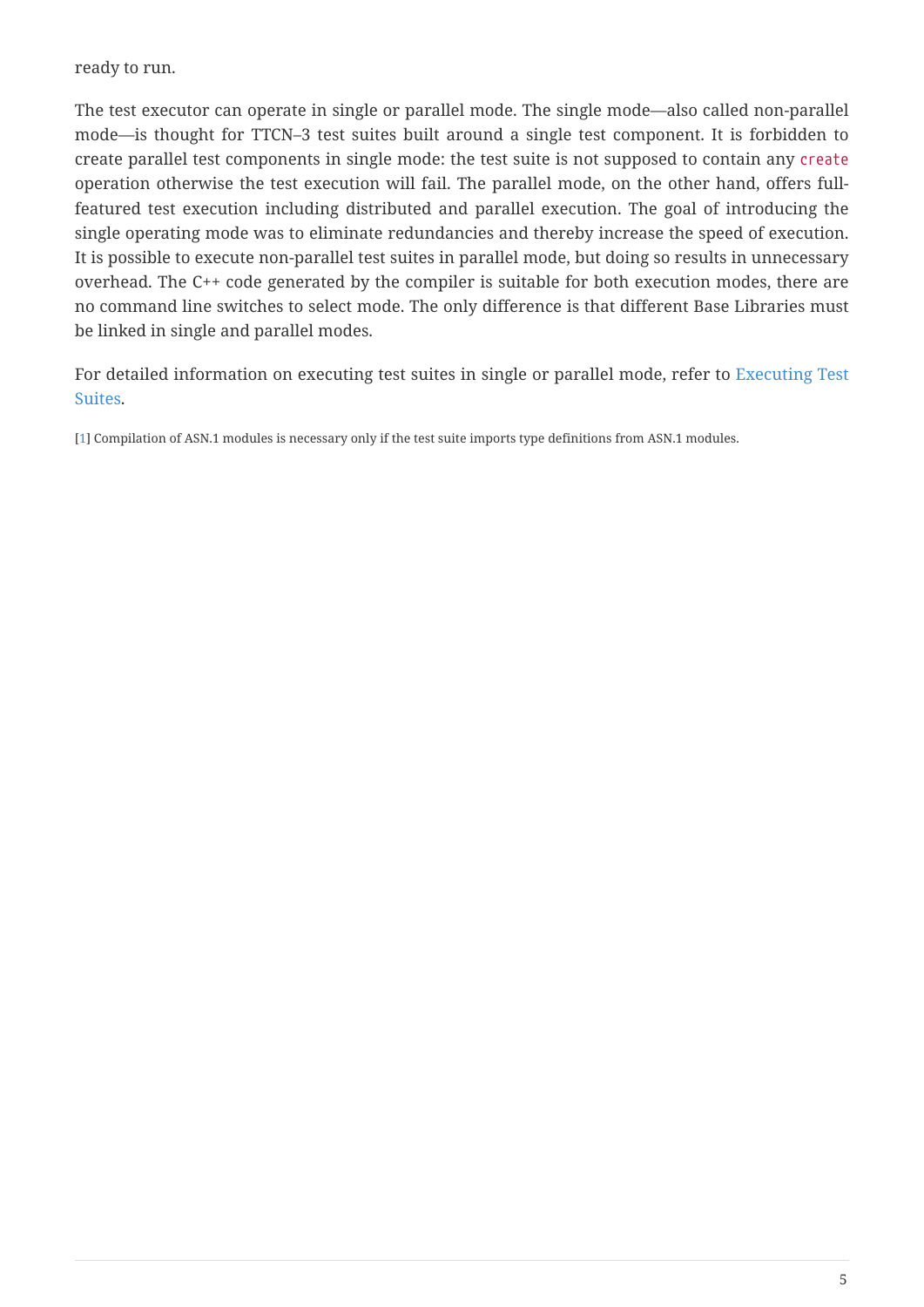ready to run.

The test executor can operate in single or parallel mode. The single mode—also called non-parallel mode—is thought for TTCN–3 test suites built around a single test component. It is forbidden to create parallel test components in single mode: the test suite is not supposed to contain any `create` operation otherwise the test execution will fail. The parallel mode, on the other hand, offers full-featured test execution including distributed and parallel execution. The goal of introducing the single operating mode was to eliminate redundancies and thereby increase the speed of execution. It is possible to execute non-parallel test suites in parallel mode, but doing so results in unnecessary overhead. The C++ code generated by the compiler is suitable for both execution modes, there are no command line switches to select mode. The only difference is that different Base Libraries must be linked in single and parallel modes.

For detailed information on executing test suites in single or parallel mode, refer to Executing Test Suites.

[1] Compilation of ASN.1 modules is necessary only if the test suite imports type definitions from ASN.1 modules.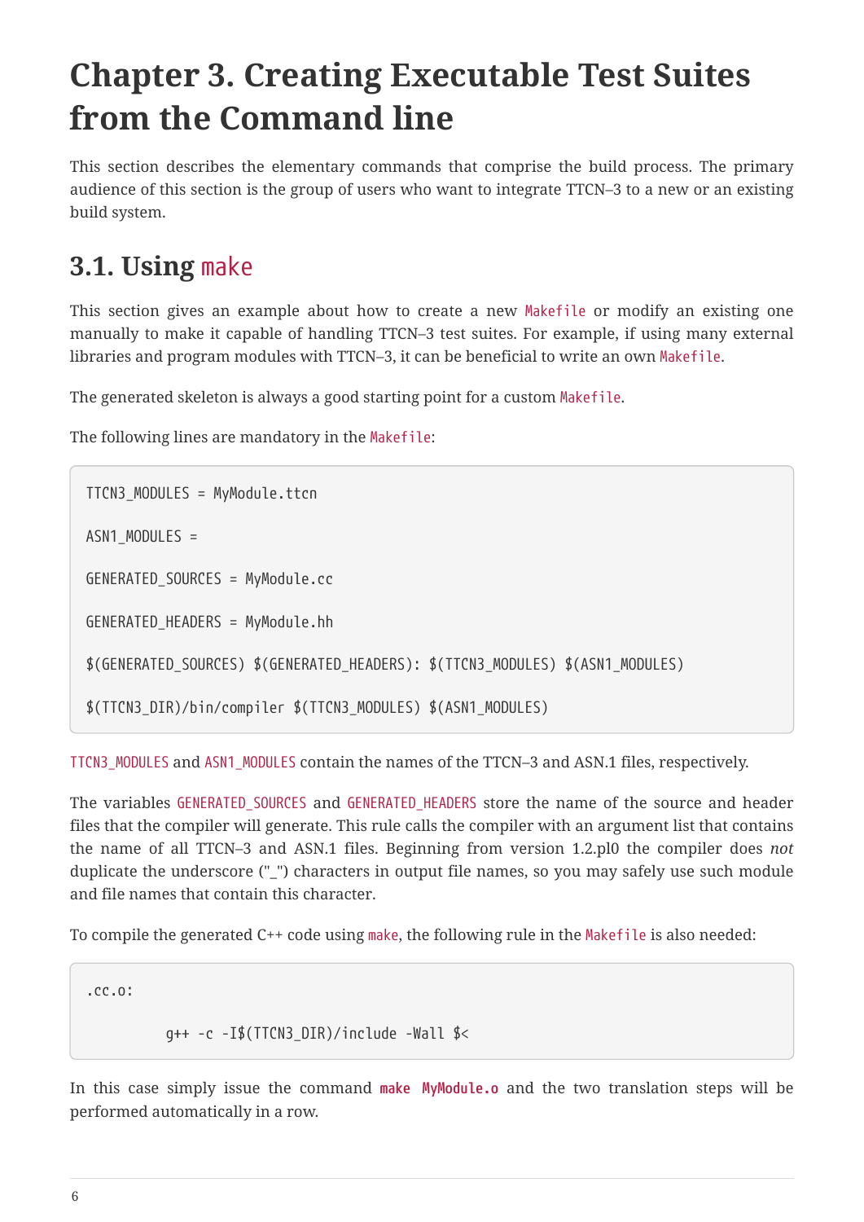# Chapter 3. Creating Executable Test Suites from the Command line

This section describes the elementary commands that comprise the build process. The primary audience of this section is the group of users who want to integrate TTCN–3 to a new or an existing build system.

## 3.1. Using `make`

This section gives an example about how to create a new `Makefile` or modify an existing one manually to make it capable of handling TTCN–3 test suites. For example, if using many external libraries and program modules with TTCN–3, it can be beneficial to write an own `Makefile`.

The generated skeleton is always a good starting point for a custom `Makefile`.

The following lines are mandatory in the `Makefile`:

```
TTCN3_MODULES = MyModule.ttcn

ASN1_MODULES =

GENERATED_SOURCES = MyModule.cc

GENERATED_HEADERS = MyModule.hh

$(GENERATED_SOURCES) $(GENERATED_HEADERS): $(TTCN3_MODULES) $(ASN1_MODULES)

$(TTCN3_DIR)/bin/compiler $(TTCN3_MODULES) $(ASN1_MODULES)
```

`TTCN3_MODULES` and `ASN1_MODULES` contain the names of the TTCN–3 and ASN.1 files, respectively.

The variables `GENERATED_SOURCES` and `GENERATED_HEADERS` store the name of the source and header files that the compiler will generate. This rule calls the compiler with an argument list that contains the name of all TTCN–3 and ASN.1 files. Beginning from version 1.2.pl0 the compiler does *not* duplicate the underscore ("_") characters in output file names, so you may safely use such module and file names that contain this character.

To compile the generated C++ code using `make`, the following rule in the `Makefile` is also needed:

```
.cc.o:

        g++ -c -I$(TTCN3_DIR)/include -Wall $<
```

In this case simply issue the command **`make MyModule.o`** and the two translation steps will be performed automatically in a row.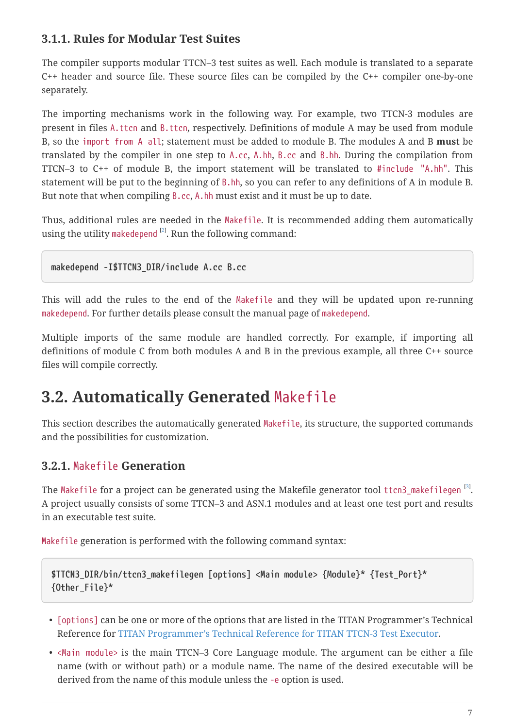### 3.1.1. Rules for Modular Test Suites

The compiler supports modular TTCN–3 test suites as well. Each module is translated to a separate C++ header and source file. These source files can be compiled by the C++ compiler one-by-one separately.

The importing mechanisms work in the following way. For example, two TTCN-3 modules are present in files `A.ttcn` and `B.ttcn`, respectively. Definitions of module A may be used from module B, so the `import from A all`; statement must be added to module B. The modules A and B **must** be translated by the compiler in one step to `A.cc`, `A.hh`, `B.cc` and `B.hh`. During the compilation from TTCN–3 to C++ of module B, the import statement will be translated to `#include "A.hh"`. This statement will be put to the beginning of `B.hh`, so you can refer to any definitions of A in module B. But note that when compiling `B.cc`, `A.hh` must exist and it must be up to date.

Thus, additional rules are needed in the `Makefile`. It is recommended adding them automatically using the utility `makedepend` [2]. Run the following command:

```
makedepend -I$TTCN3_DIR/include A.cc B.cc
```

This will add the rules to the end of the `Makefile` and they will be updated upon re-running `makedepend`. For further details please consult the manual page of `makedepend`.

Multiple imports of the same module are handled correctly. For example, if importing all definitions of module C from both modules A and B in the previous example, all three C++ source files will compile correctly.

## 3.2. Automatically Generated `Makefile`

This section describes the automatically generated `Makefile`, its structure, the supported commands and the possibilities for customization.

### 3.2.1. `Makefile` Generation

The `Makefile` for a project can be generated using the Makefile generator tool `ttcn3_makefilegen` [3]. A project usually consists of some TTCN–3 and ASN.1 modules and at least one test port and results in an executable test suite.

`Makefile` generation is performed with the following command syntax:

```
$TTCN3_DIR/bin/ttcn3_makefilegen [options] <Main module> {Module}* {Test_Port}*
{Other_File}*
```

- `[options]` can be one or more of the options that are listed in the TITAN Programmer's Technical Reference for TITAN Programmer's Technical Reference for TITAN TTCN-3 Test Executor.
- `<Main module>` is the main TTCN–3 Core Language module. The argument can be either a file name (with or without path) or a module name. The name of the desired executable will be derived from the name of this module unless the `-e` option is used.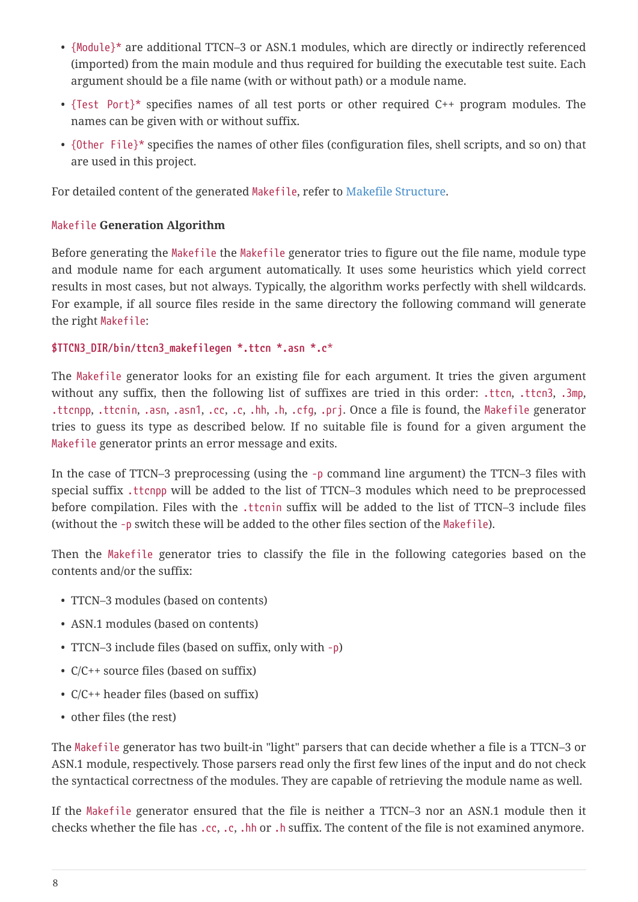- `{Module}*` are additional TTCN–3 or ASN.1 modules, which are directly or indirectly referenced (imported) from the main module and thus required for building the executable test suite. Each argument should be a file name (with or without path) or a module name.
- `{Test Port}*` specifies names of all test ports or other required C++ program modules. The names can be given with or without suffix.
- `{Other File}*` specifies the names of other files (configuration files, shell scripts, and so on) that are used in this project.

For detailed content of the generated `Makefile`, refer to Makefile Structure.

#### `Makefile` Generation Algorithm

Before generating the `Makefile` the `Makefile` generator tries to figure out the file name, module type and module name for each argument automatically. It uses some heuristics which yield correct results in most cases, but not always. Typically, the algorithm works perfectly with shell wildcards. For example, if all source files reside in the same directory the following command will generate the right `Makefile`:

```
$TTCN3_DIR/bin/ttcn3_makefilegen *.ttcn *.asn *.c*
```

The `Makefile` generator looks for an existing file for each argument. It tries the given argument without any suffix, then the following list of suffixes are tried in this order: `.ttcn`, `.ttcn3`, `.3mp`, `.ttcnpp`, `.ttcnin`, `.asn`, `.asn1`, `.cc`, `.c`, `.hh`, `.h`, `.cfg`, `.prj`. Once a file is found, the `Makefile` generator tries to guess its type as described below. If no suitable file is found for a given argument the `Makefile` generator prints an error message and exits.

In the case of TTCN–3 preprocessing (using the `-p` command line argument) the TTCN–3 files with special suffix `.ttcnpp` will be added to the list of TTCN–3 modules which need to be preprocessed before compilation. Files with the `.ttcnin` suffix will be added to the list of TTCN–3 include files (without the `-p` switch these will be added to the other files section of the `Makefile`).

Then the `Makefile` generator tries to classify the file in the following categories based on the contents and/or the suffix:

- TTCN–3 modules (based on contents)
- ASN.1 modules (based on contents)
- TTCN–3 include files (based on suffix, only with `-p`)
- C/C++ source files (based on suffix)
- C/C++ header files (based on suffix)
- other files (the rest)

The `Makefile` generator has two built-in "light" parsers that can decide whether a file is a TTCN–3 or ASN.1 module, respectively. Those parsers read only the first few lines of the input and do not check the syntactical correctness of the modules. They are capable of retrieving the module name as well.

If the `Makefile` generator ensured that the file is neither a TTCN–3 nor an ASN.1 module then it checks whether the file has `.cc`, `.c`, `.hh` or `.h` suffix. The content of the file is not examined anymore.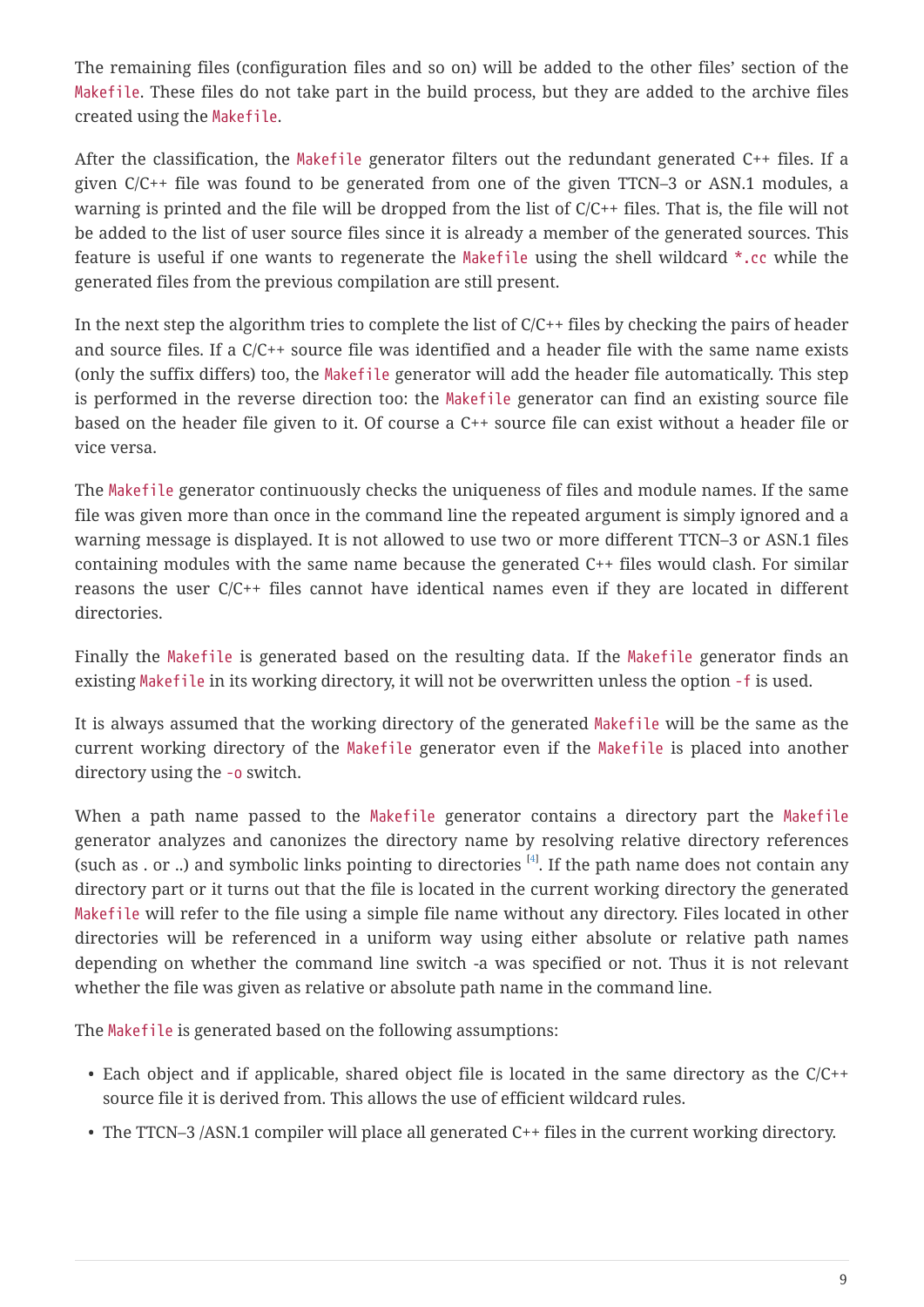The remaining files (configuration files and so on) will be added to the other files' section of the `Makefile`. These files do not take part in the build process, but they are added to the archive files created using the `Makefile`.

After the classification, the `Makefile` generator filters out the redundant generated C++ files. If a given C/C++ file was found to be generated from one of the given TTCN–3 or ASN.1 modules, a warning is printed and the file will be dropped from the list of C/C++ files. That is, the file will not be added to the list of user source files since it is already a member of the generated sources. This feature is useful if one wants to regenerate the `Makefile` using the shell wildcard `*.cc` while the generated files from the previous compilation are still present.

In the next step the algorithm tries to complete the list of C/C++ files by checking the pairs of header and source files. If a C/C++ source file was identified and a header file with the same name exists (only the suffix differs) too, the `Makefile` generator will add the header file automatically. This step is performed in the reverse direction too: the `Makefile` generator can find an existing source file based on the header file given to it. Of course a C++ source file can exist without a header file or vice versa.

The `Makefile` generator continuously checks the uniqueness of files and module names. If the same file was given more than once in the command line the repeated argument is simply ignored and a warning message is displayed. It is not allowed to use two or more different TTCN–3 or ASN.1 files containing modules with the same name because the generated C++ files would clash. For similar reasons the user C/C++ files cannot have identical names even if they are located in different directories.

Finally the `Makefile` is generated based on the resulting data. If the `Makefile` generator finds an existing `Makefile` in its working directory, it will not be overwritten unless the option `-f` is used.

It is always assumed that the working directory of the generated `Makefile` will be the same as the current working directory of the `Makefile` generator even if the `Makefile` is placed into another directory using the `-o` switch.

When a path name passed to the `Makefile` generator contains a directory part the `Makefile` generator analyzes and canonizes the directory name by resolving relative directory references (such as . or ..) and symbolic links pointing to directories [4]. If the path name does not contain any directory part or it turns out that the file is located in the current working directory the generated `Makefile` will refer to the file using a simple file name without any directory. Files located in other directories will be referenced in a uniform way using either absolute or relative path names depending on whether the command line switch -a was specified or not. Thus it is not relevant whether the file was given as relative or absolute path name in the command line.

The `Makefile` is generated based on the following assumptions:

- Each object and if applicable, shared object file is located in the same directory as the C/C++ source file it is derived from. This allows the use of efficient wildcard rules.
- The TTCN–3 /ASN.1 compiler will place all generated C++ files in the current working directory.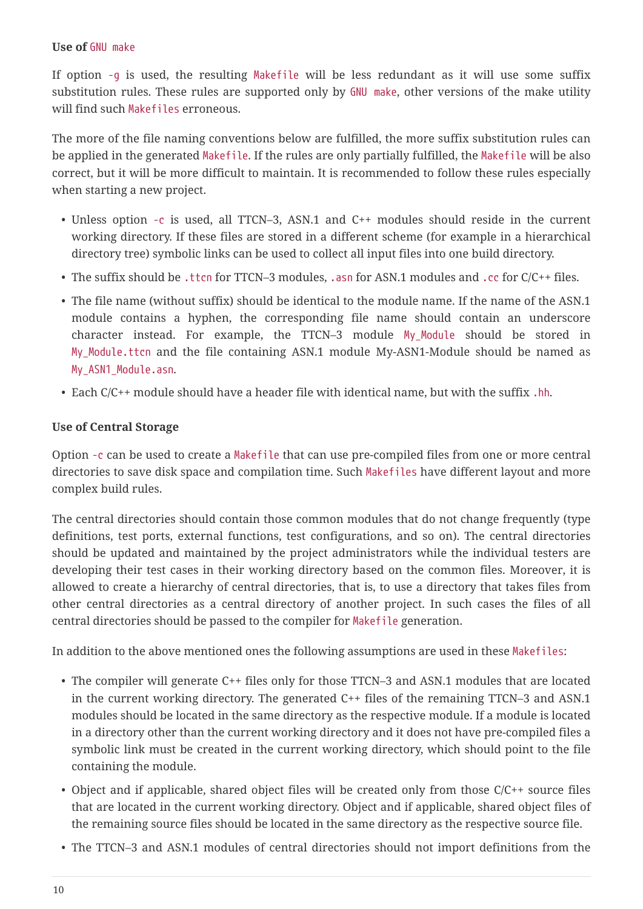**Use of `GNU make`**

If option `-g` is used, the resulting `Makefile` will be less redundant as it will use some suffix substitution rules. These rules are supported only by `GNU make`, other versions of the make utility will find such `Makefiles` erroneous.

The more of the file naming conventions below are fulfilled, the more suffix substitution rules can be applied in the generated `Makefile`. If the rules are only partially fulfilled, the `Makefile` will be also correct, but it will be more difficult to maintain. It is recommended to follow these rules especially when starting a new project.

- Unless option `-c` is used, all TTCN–3, ASN.1 and C++ modules should reside in the current working directory. If these files are stored in a different scheme (for example in a hierarchical directory tree) symbolic links can be used to collect all input files into one build directory.
- The suffix should be `.ttcn` for TTCN–3 modules, `.asn` for ASN.1 modules and `.cc` for C/C++ files.
- The file name (without suffix) should be identical to the module name. If the name of the ASN.1 module contains a hyphen, the corresponding file name should contain an underscore character instead. For example, the TTCN–3 module `My_Module` should be stored in `My_Module.ttcn` and the file containing ASN.1 module My-ASN1-Module should be named as `My_ASN1_Module.asn`.
- Each C/C++ module should have a header file with identical name, but with the suffix `.hh`.

**Use of Central Storage**

Option `-c` can be used to create a `Makefile` that can use pre-compiled files from one or more central directories to save disk space and compilation time. Such `Makefiles` have different layout and more complex build rules.

The central directories should contain those common modules that do not change frequently (type definitions, test ports, external functions, test configurations, and so on). The central directories should be updated and maintained by the project administrators while the individual testers are developing their test cases in their working directory based on the common files. Moreover, it is allowed to create a hierarchy of central directories, that is, to use a directory that takes files from other central directories as a central directory of another project. In such cases the files of all central directories should be passed to the compiler for `Makefile` generation.

In addition to the above mentioned ones the following assumptions are used in these `Makefiles`:

- The compiler will generate C++ files only for those TTCN–3 and ASN.1 modules that are located in the current working directory. The generated C++ files of the remaining TTCN–3 and ASN.1 modules should be located in the same directory as the respective module. If a module is located in a directory other than the current working directory and it does not have pre-compiled files a symbolic link must be created in the current working directory, which should point to the file containing the module.
- Object and if applicable, shared object files will be created only from those C/C++ source files that are located in the current working directory. Object and if applicable, shared object files of the remaining source files should be located in the same directory as the respective source file.
- The TTCN–3 and ASN.1 modules of central directories should not import definitions from the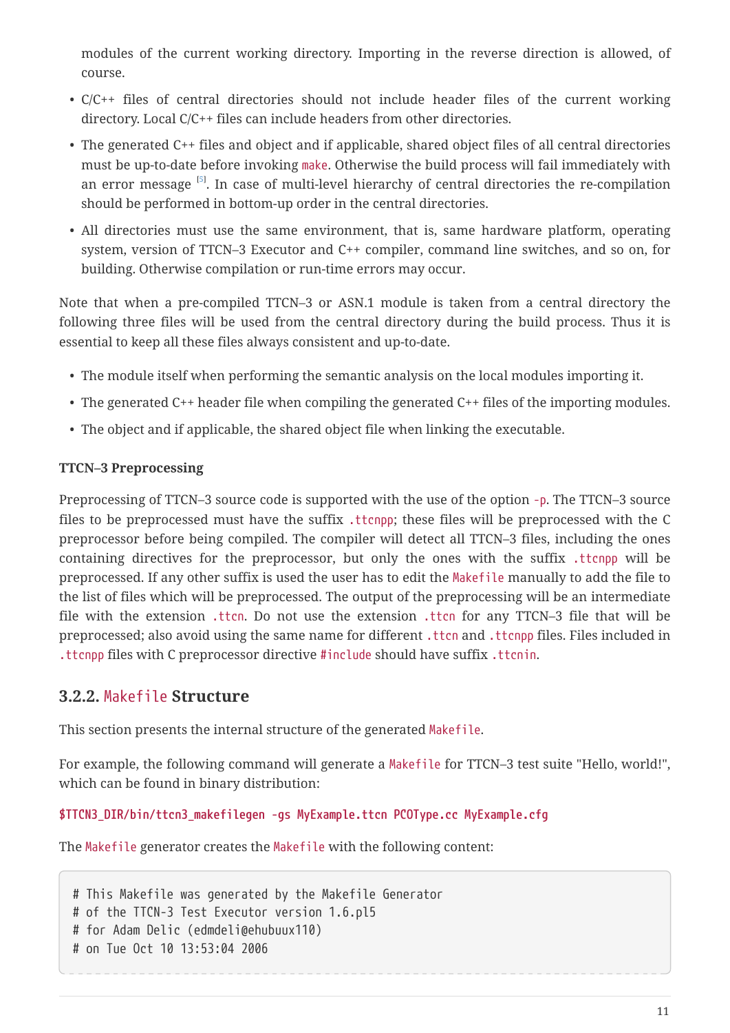modules of the current working directory. Importing in the reverse direction is allowed, of course.

- C/C++ files of central directories should not include header files of the current working directory. Local C/C++ files can include headers from other directories.
- The generated C++ files and object and if applicable, shared object files of all central directories must be up-to-date before invoking `make`. Otherwise the build process will fail immediately with an error message [5]. In case of multi-level hierarchy of central directories the re-compilation should be performed in bottom-up order in the central directories.
- All directories must use the same environment, that is, same hardware platform, operating system, version of TTCN–3 Executor and C++ compiler, command line switches, and so on, for building. Otherwise compilation or run-time errors may occur.

Note that when a pre-compiled TTCN–3 or ASN.1 module is taken from a central directory the following three files will be used from the central directory during the build process. Thus it is essential to keep all these files always consistent and up-to-date.

- The module itself when performing the semantic analysis on the local modules importing it.
- The generated C++ header file when compiling the generated C++ files of the importing modules.
- The object and if applicable, the shared object file when linking the executable.

**TTCN–3 Preprocessing**

Preprocessing of TTCN–3 source code is supported with the use of the option `-p`. The TTCN–3 source files to be preprocessed must have the suffix `.ttcnpp`; these files will be preprocessed with the C preprocessor before being compiled. The compiler will detect all TTCN–3 files, including the ones containing directives for the preprocessor, but only the ones with the suffix `.ttcnpp` will be preprocessed. If any other suffix is used the user has to edit the `Makefile` manually to add the file to the list of files which will be preprocessed. The output of the preprocessing will be an intermediate file with the extension `.ttcn`. Do not use the extension `.ttcn` for any TTCN–3 file that will be preprocessed; also avoid using the same name for different `.ttcn` and `.ttcnpp` files. Files included in `.ttcnpp` files with C preprocessor directive `#include` should have suffix `.ttcnin`.

### 3.2.2. `Makefile` Structure

This section presents the internal structure of the generated `Makefile`.

For example, the following command will generate a `Makefile` for TTCN–3 test suite "Hello, world!", which can be found in binary distribution:

`$TTCN3_DIR/bin/ttcn3_makefilegen -gs MyExample.ttcn PCOType.cc MyExample.cfg`

The `Makefile` generator creates the `Makefile` with the following content:

```
# This Makefile was generated by the Makefile Generator
# of the TTCN-3 Test Executor version 1.6.pl5
# for Adam Delic (edmdeli@ehubuux110)
# on Tue Oct 10 13:53:04 2006
```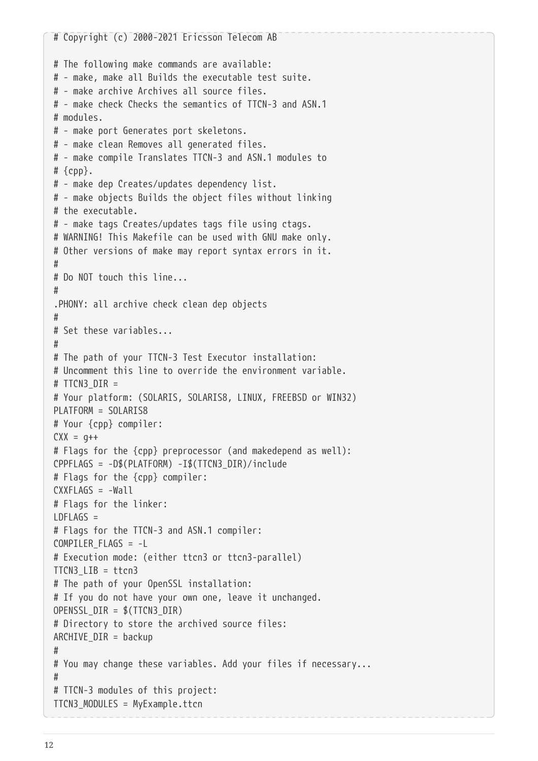```
# Copyright (c) 2000-2021 Ericsson Telecom AB

# The following make commands are available:
# - make, make all Builds the executable test suite.
# - make archive Archives all source files.
# - make check Checks the semantics of TTCN-3 and ASN.1
# modules.
# - make port Generates port skeletons.
# - make clean Removes all generated files.
# - make compile Translates TTCN-3 and ASN.1 modules to
# {cpp}.
# - make dep Creates/updates dependency list.
# - make objects Builds the object files without linking
# the executable.
# - make tags Creates/updates tags file using ctags.
# WARNING! This Makefile can be used with GNU make only.
# Other versions of make may report syntax errors in it.
#
# Do NOT touch this line...
#
.PHONY: all archive check clean dep objects
#
# Set these variables...
#
# The path of your TTCN-3 Test Executor installation:
# Uncomment this line to override the environment variable.
# TTCN3_DIR =
# Your platform: (SOLARIS, SOLARIS8, LINUX, FREEBSD or WIN32)
PLATFORM = SOLARIS8
# Your {cpp} compiler:
CXX = g++
# Flags for the {cpp} preprocessor (and makedepend as well):
CPPFLAGS = -D$(PLATFORM) -I$(TTCN3_DIR)/include
# Flags for the {cpp} compiler:
CXXFLAGS = -Wall
# Flags for the linker:
LDFLAGS =
# Flags for the TTCN-3 and ASN.1 compiler:
COMPILER_FLAGS = -L
# Execution mode: (either ttcn3 or ttcn3-parallel)
TTCN3_LIB = ttcn3
# The path of your OpenSSL installation:
# If you do not have your own one, leave it unchanged.
OPENSSL_DIR = $(TTCN3_DIR)
# Directory to store the archived source files:
ARCHIVE_DIR = backup
#
# You may change these variables. Add your files if necessary...
#
# TTCN-3 modules of this project:
TTCN3_MODULES = MyExample.ttcn
```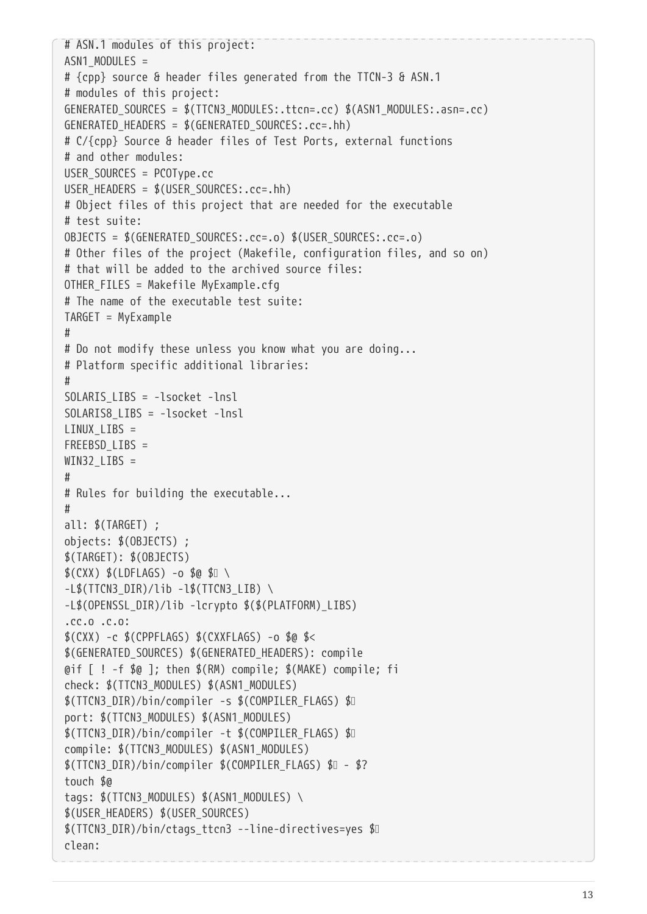```
# ASN.1 modules of this project:
ASN1_MODULES =
# {cpp} source & header files generated from the TTCN-3 & ASN.1
# modules of this project:
GENERATED_SOURCES = $(TTCN3_MODULES:.ttcn=.cc) $(ASN1_MODULES:.asn=.cc)
GENERATED_HEADERS = $(GENERATED_SOURCES:.cc=.hh)
# C/{cpp} Source & header files of Test Ports, external functions
# and other modules:
USER_SOURCES = PCOType.cc
USER_HEADERS = $(USER_SOURCES:.cc=.hh)
# Object files of this project that are needed for the executable
# test suite:
OBJECTS = $(GENERATED_SOURCES:.cc=.o) $(USER_SOURCES:.cc=.o)
# Other files of the project (Makefile, configuration files, and so on)
# that will be added to the archived source files:
OTHER_FILES = Makefile MyExample.cfg
# The name of the executable test suite:
TARGET = MyExample
#
# Do not modify these unless you know what you are doing...
# Platform specific additional libraries:
#
SOLARIS_LIBS = -lsocket -lnsl
SOLARIS8_LIBS = -lsocket -lnsl
LINUX_LIBS =
FREEBSD_LIBS =
WIN32_LIBS =
#
# Rules for building the executable...
#
all: $(TARGET) ;
objects: $(OBJECTS) ;
$(TARGET): $(OBJECTS)
$(CXX) $(LDFLAGS) -o $@ $^ \
-L$(TTCN3_DIR)/lib -l$(TTCN3_LIB) \
-L$(OPENSSL_DIR)/lib -lcrypto $($(PLATFORM)_LIBS)
.cc.o .c.o:
$(CXX) -c $(CPPFLAGS) $(CXXFLAGS) -o $@ $<
$(GENERATED_SOURCES) $(GENERATED_HEADERS): compile
@if [ ! -f $@ ]; then $(RM) compile; $(MAKE) compile; fi
check: $(TTCN3_MODULES) $(ASN1_MODULES)
$(TTCN3_DIR)/bin/compiler -s $(COMPILER_FLAGS) $^
port: $(TTCN3_MODULES) $(ASN1_MODULES)
$(TTCN3_DIR)/bin/compiler -t $(COMPILER_FLAGS) $^
compile: $(TTCN3_MODULES) $(ASN1_MODULES)
$(TTCN3_DIR)/bin/compiler $(COMPILER_FLAGS) $^ - $?
touch $@
tags: $(TTCN3_MODULES) $(ASN1_MODULES) \
$(USER_HEADERS) $(USER_SOURCES)
$(TTCN3_DIR)/bin/ctags_ttcn3 --line-directives=yes $^
clean:
```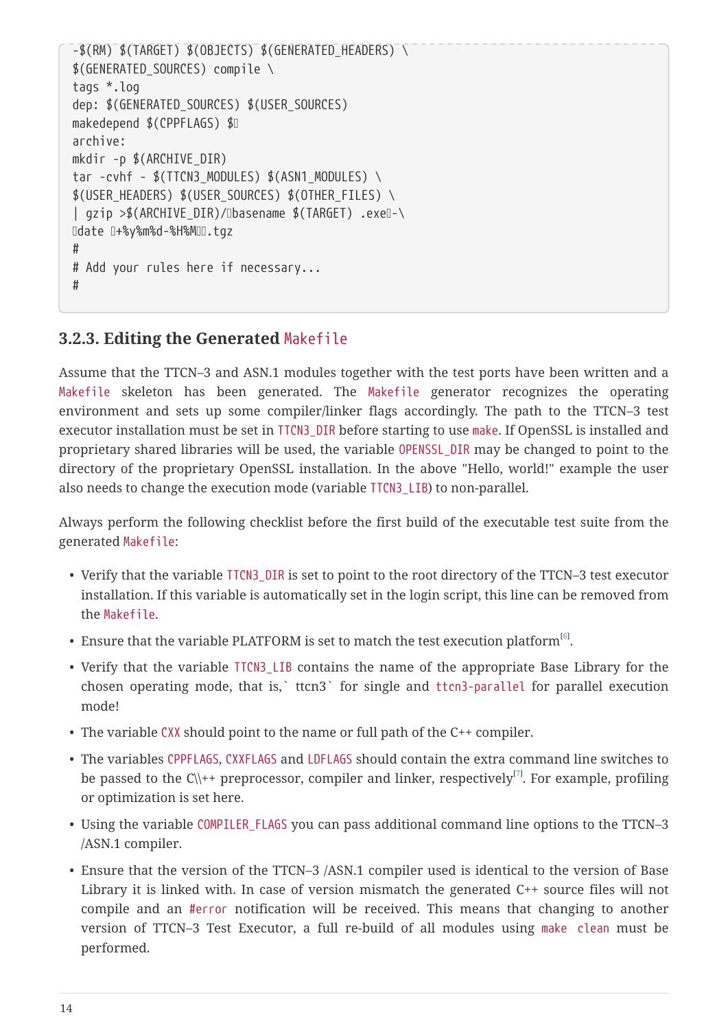```
-$(RM) $(TARGET) $(OBJECTS) $(GENERATED_HEADERS) \
$(GENERATED_SOURCES) compile \
tags *.log
dep: $(GENERATED_SOURCES) $(USER_SOURCES)
makedepend $(CPPFLAGS) $
archive:
mkdir -p $(ARCHIVE_DIR)
tar -cvhf - $(TTCN3_MODULES) $(ASN1_MODULES) \
$(USER_HEADERS) $(USER_SOURCES) $(OTHER_FILES) \
| gzip >$(ARCHIVE_DIR)/basename $(TARGET) .exe-\
date +%y%m%d-%H%M.tgz
#
# Add your rules here if necessary...
#
```

### 3.2.3. Editing the Generated `Makefile`

Assume that the TTCN–3 and ASN.1 modules together with the test ports have been written and a `Makefile` skeleton has been generated. The `Makefile` generator recognizes the operating environment and sets up some compiler/linker flags accordingly. The path to the TTCN–3 test executor installation must be set in `TTCN3_DIR` before starting to use `make`. If OpenSSL is installed and proprietary shared libraries will be used, the variable `OPENSSL_DIR` may be changed to point to the directory of the proprietary OpenSSL installation. In the above "Hello, world!" example the user also needs to change the execution mode (variable `TTCN3_LIB`) to non-parallel.

Always perform the following checklist before the first build of the executable test suite from the generated `Makefile`:

- Verify that the variable `TTCN3_DIR` is set to point to the root directory of the TTCN–3 test executor installation. If this variable is automatically set in the login script, this line can be removed from the `Makefile`.
- Ensure that the variable PLATFORM is set to match the test execution platform[6].
- Verify that the variable `TTCN3_LIB` contains the name of the appropriate Base Library for the chosen operating mode, that is,` ttcn3` for single and `ttcn3-parallel` for parallel execution mode!
- The variable `CXX` should point to the name or full path of the C++ compiler.
- The variables `CPPFLAGS`, `CXXFLAGS` and `LDFLAGS` should contain the extra command line switches to be passed to the C\\++ preprocessor, compiler and linker, respectively[7]. For example, profiling or optimization is set here.
- Using the variable `COMPILER_FLAGS` you can pass additional command line options to the TTCN–3 /ASN.1 compiler.
- Ensure that the version of the TTCN–3 /ASN.1 compiler used is identical to the version of Base Library it is linked with. In case of version mismatch the generated C++ source files will not compile and an `#error` notification will be received. This means that changing to another version of TTCN–3 Test Executor, a full re-build of all modules using `make clean` must be performed.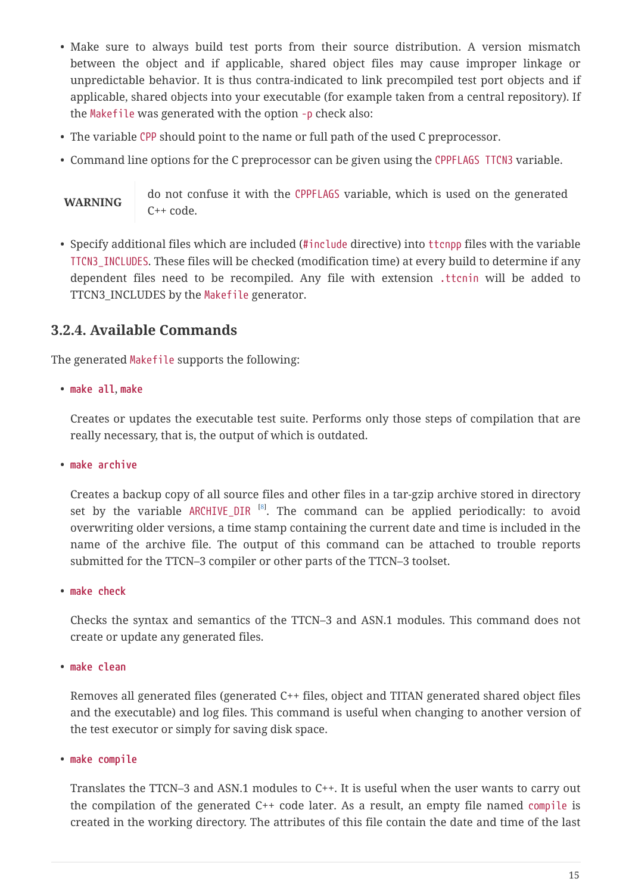- Make sure to always build test ports from their source distribution. A version mismatch between the object and if applicable, shared object files may cause improper linkage or unpredictable behavior. It is thus contra-indicated to link precompiled test port objects and if applicable, shared objects into your executable (for example taken from a central repository). If the `Makefile` was generated with the option `-p` check also:
- The variable `CPP` should point to the name or full path of the used C preprocessor.
- Command line options for the C preprocessor can be given using the `CPPFLAGS TTCN3` variable.

**WARNING** do not confuse it with the `CPPFLAGS` variable, which is used on the generated C++ code.

- Specify additional files which are included (`#include` directive) into `ttcnpp` files with the variable `TTCN3_INCLUDES`. These files will be checked (modification time) at every build to determine if any dependent files need to be recompiled. Any file with extension `.ttcnin` will be added to TTCN3_INCLUDES by the `Makefile` generator.

### 3.2.4. Available Commands

The generated `Makefile` supports the following:

- **`make all`, `make`**

  Creates or updates the executable test suite. Performs only those steps of compilation that are really necessary, that is, the output of which is outdated.

- **`make archive`**

  Creates a backup copy of all source files and other files in a tar-gzip archive stored in directory set by the variable `ARCHIVE_DIR` [8]. The command can be applied periodically: to avoid overwriting older versions, a time stamp containing the current date and time is included in the name of the archive file. The output of this command can be attached to trouble reports submitted for the TTCN–3 compiler or other parts of the TTCN–3 toolset.

- **`make check`**

  Checks the syntax and semantics of the TTCN–3 and ASN.1 modules. This command does not create or update any generated files.

- **`make clean`**

  Removes all generated files (generated C++ files, object and TITAN generated shared object files and the executable) and log files. This command is useful when changing to another version of the test executor or simply for saving disk space.

- **`make compile`**

  Translates the TTCN–3 and ASN.1 modules to C++. It is useful when the user wants to carry out the compilation of the generated C++ code later. As a result, an empty file named `compile` is created in the working directory. The attributes of this file contain the date and time of the last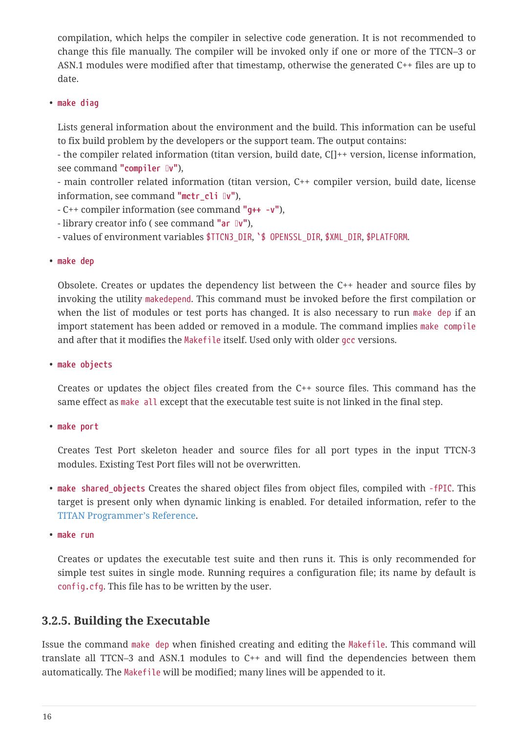compilation, which helps the compiler in selective code generation. It is not recommended to change this file manually. The compiler will be invoked only if one or more of the TTCN–3 or ASN.1 modules were modified after that timestamp, otherwise the generated C++ files are up to date.

- **`make diag`**

  Lists general information about the environment and the build. This information can be useful to fix build problem by the developers or the support team. The output contains:
  - the compiler related information (titan version, build date, C[]++ version, license information, see command **`"compiler v"`**),
  - main controller related information (titan version, C++ compiler version, build date, license information, see command **`"mctr_cli v"`**),
  - C++ compiler information (see command **`"g++ -v"`**),
  - library creator info ( see command **`"ar v"`**),
  - values of environment variables `$TTCN3_DIR`, `` `$ OPENSSL_DIR``, `$XML_DIR`, `$PLATFORM`.

- **`make dep`**

  Obsolete. Creates or updates the dependency list between the C++ header and source files by invoking the utility `makedepend`. This command must be invoked before the first compilation or when the list of modules or test ports has changed. It is also necessary to run `make dep` if an import statement has been added or removed in a module. The command implies `make compile` and after that it modifies the `Makefile` itself. Used only with older `gcc` versions.

- **`make objects`**

  Creates or updates the object files created from the C++ source files. This command has the same effect as `make all` except that the executable test suite is not linked in the final step.

- **`make port`**

  Creates Test Port skeleton header and source files for all port types in the input TTCN-3 modules. Existing Test Port files will not be overwritten.

- **`make shared_objects`** Creates the shared object files from object files, compiled with `-fPIC`. This target is present only when dynamic linking is enabled. For detailed information, refer to the TITAN Programmer's Reference.

- **`make run`**

  Creates or updates the executable test suite and then runs it. This is only recommended for simple test suites in single mode. Running requires a configuration file; its name by default is `config.cfg`. This file has to be written by the user.

### 3.2.5. Building the Executable

Issue the command `make dep` when finished creating and editing the `Makefile`. This command will translate all TTCN–3 and ASN.1 modules to C++ and will find the dependencies between them automatically. The `Makefile` will be modified; many lines will be appended to it.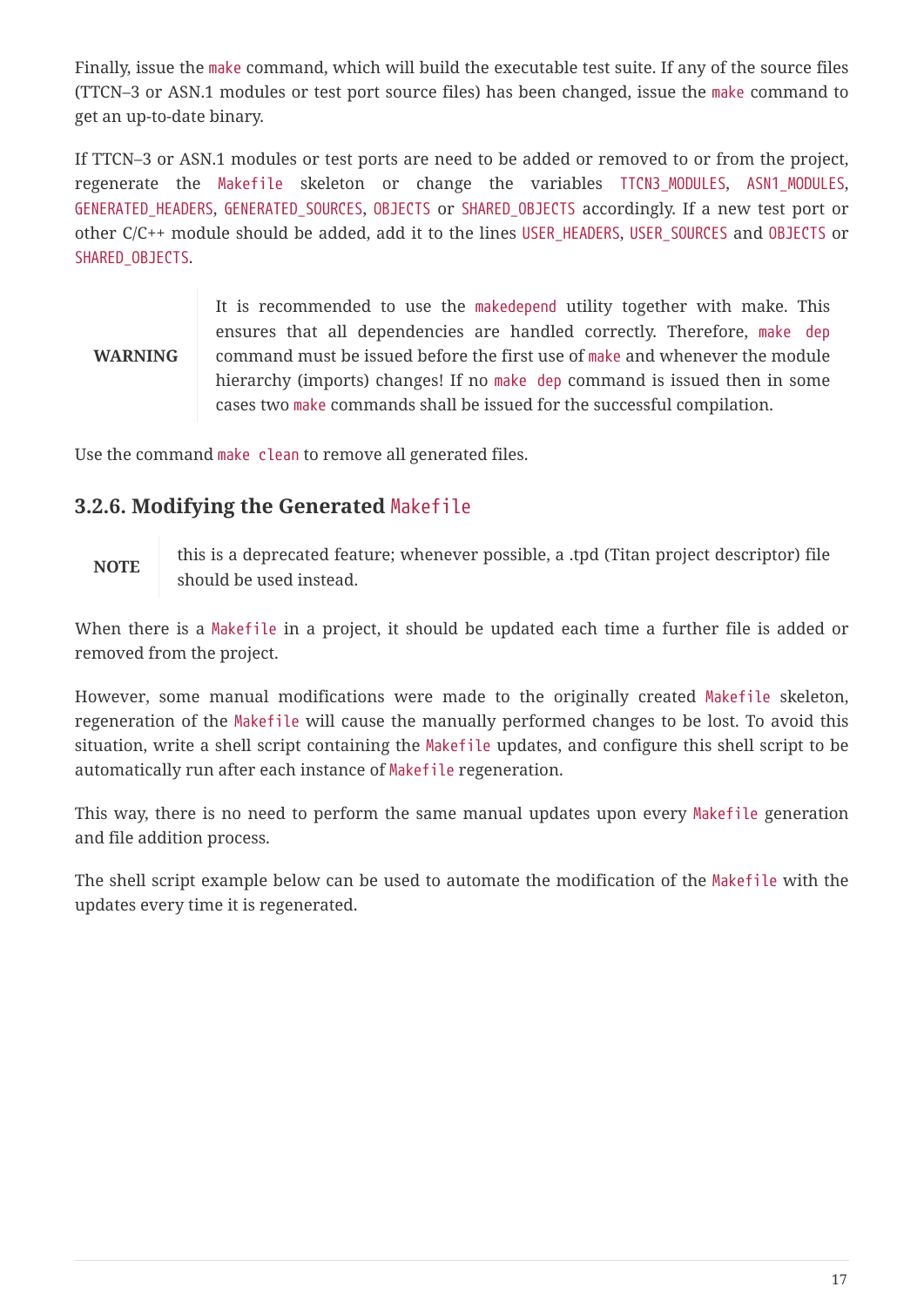Finally, issue the `make` command, which will build the executable test suite. If any of the source files (TTCN–3 or ASN.1 modules or test port source files) has been changed, issue the `make` command to get an up-to-date binary.

If TTCN–3 or ASN.1 modules or test ports are need to be added or removed to or from the project, regenerate the `Makefile` skeleton or change the variables `TTCN3_MODULES`, `ASN1_MODULES`, `GENERATED_HEADERS`, `GENERATED_SOURCES`, `OBJECTS` or `SHARED_OBJECTS` accordingly. If a new test port or other C/C++ module should be added, add it to the lines `USER_HEADERS`, `USER_SOURCES` and `OBJECTS` or `SHARED_OBJECTS`.

> **WARNING**
>
> It is recommended to use the `makedepend` utility together with make. This ensures that all dependencies are handled correctly. Therefore, `make dep` command must be issued before the first use of `make` and whenever the module hierarchy (imports) changes! If no `make dep` command is issued then in some cases two `make` commands shall be issued for the successful compilation.

Use the command `make clean` to remove all generated files.

### 3.2.6. Modifying the Generated `Makefile`

> **NOTE**
>
> this is a deprecated feature; whenever possible, a .tpd (Titan project descriptor) file should be used instead.

When there is a `Makefile` in a project, it should be updated each time a further file is added or removed from the project.

However, some manual modifications were made to the originally created `Makefile` skeleton, regeneration of the `Makefile` will cause the manually performed changes to be lost. To avoid this situation, write a shell script containing the `Makefile` updates, and configure this shell script to be automatically run after each instance of `Makefile` regeneration.

This way, there is no need to perform the same manual updates upon every `Makefile` generation and file addition process.

The shell script example below can be used to automate the modification of the `Makefile` with the updates every time it is regenerated.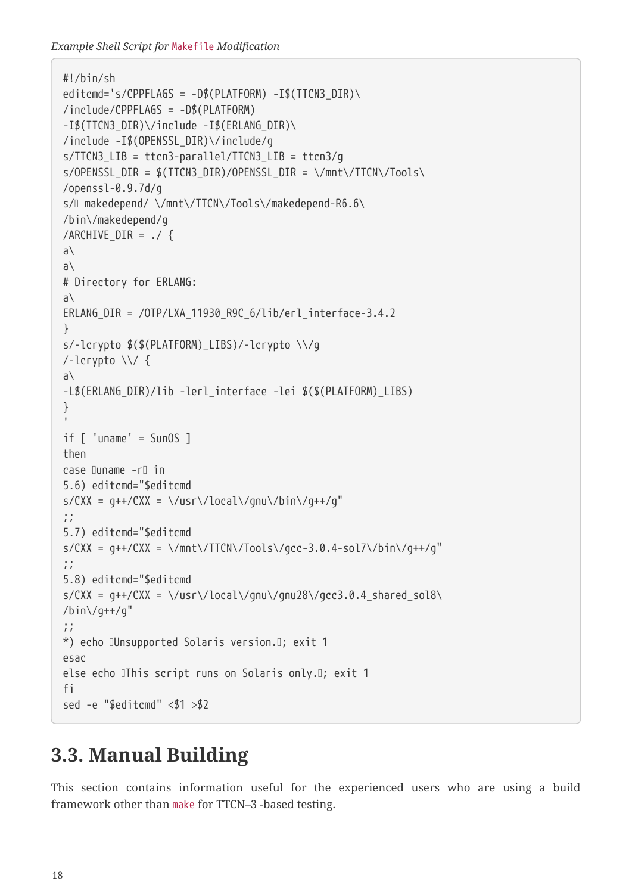*Example Shell Script for `Makefile` Modification*

```
#!/bin/sh
editcmd='s/CPPFLAGS = -D$(PLATFORM) -I$(TTCN3_DIR)\
/include/CPPFLAGS = -D$(PLATFORM)
-I$(TTCN3_DIR)\/include -I$(ERLANG_DIR)\
/include -I$(OPENSSL_DIR)\/include/g
s/TTCN3_LIB = ttcn3-parallel/TTCN3_LIB = ttcn3/g
s/OPENSSL_DIR = $(TTCN3_DIR)/OPENSSL_DIR = \/mnt\/TTCN\/Tools\
/openssl-0.9.7d/g
s/� makedepend/ \/mnt\/TTCN\/Tools\/makedepend-R6.6\
/bin\/makedepend/g
/ARCHIVE_DIR = ./ {
a\
a\
# Directory for ERLANG:
a\
ERLANG_DIR = /OTP/LXA_11930_R9C_6/lib/erl_interface-3.4.2
}
s/-lcrypto $($(PLATFORM)_LIBS)/-lcrypto \\/g
/-lcrypto \\/ {
a\
-L$(ERLANG_DIR)/lib -lerl_interface -lei $($(PLATFORM)_LIBS)
}
'
if [ 'uname' = SunOS ]
then
case �uname -r� in
5.6) editcmd="$editcmd
s/CXX = g++/CXX = \/usr\/local\/gnu\/bin\/g++/g"
;;
5.7) editcmd="$editcmd
s/CXX = g++/CXX = \/mnt\/TTCN\/Tools\/gcc-3.0.4-sol7\/bin\/g++/g"
;;
5.8) editcmd="$editcmd
s/CXX = g++/CXX = \/usr\/local\/gnu\/gnu28\/gcc3.0.4_shared_sol8\
/bin\/g++/g"
;;
*) echo �Unsupported Solaris version.�; exit 1
esac
else echo �This script runs on Solaris only.�; exit 1
fi
sed -e "$editcmd" <$1 >$2
```

## 3.3. Manual Building

This section contains information useful for the experienced users who are using a build framework other than `make` for TTCN–3 -based testing.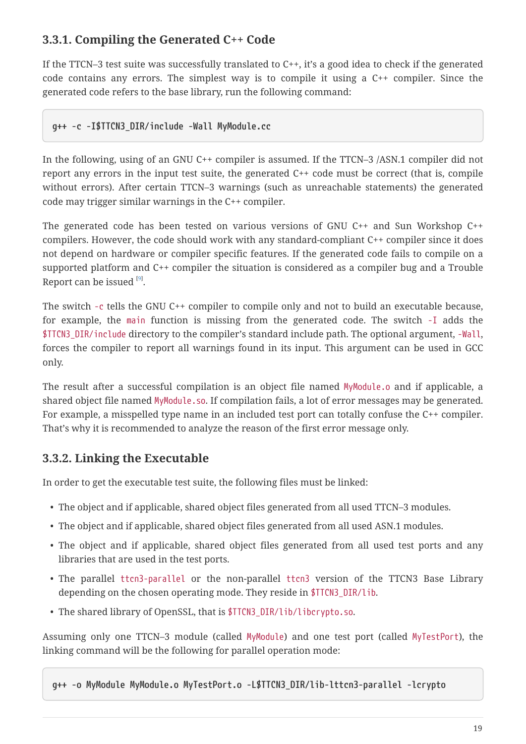### 3.3.1. Compiling the Generated C++ Code

If the TTCN–3 test suite was successfully translated to C++, it's a good idea to check if the generated code contains any errors. The simplest way is to compile it using a C++ compiler. Since the generated code refers to the base library, run the following command:

```
g++ -c -I$TTCN3_DIR/include -Wall MyModule.cc
```

In the following, using of an GNU C++ compiler is assumed. If the TTCN–3 /ASN.1 compiler did not report any errors in the input test suite, the generated C++ code must be correct (that is, compile without errors). After certain TTCN–3 warnings (such as unreachable statements) the generated code may trigger similar warnings in the C++ compiler.

The generated code has been tested on various versions of GNU C++ and Sun Workshop C++ compilers. However, the code should work with any standard-compliant C++ compiler since it does not depend on hardware or compiler specific features. If the generated code fails to compile on a supported platform and C++ compiler the situation is considered as a compiler bug and a Trouble Report can be issued [9].

The switch `-c` tells the GNU C++ compiler to compile only and not to build an executable because, for example, the `main` function is missing from the generated code. The switch `-I` adds the `$TTCN3_DIR/include` directory to the compiler's standard include path. The optional argument, `-Wall`, forces the compiler to report all warnings found in its input. This argument can be used in GCC only.

The result after a successful compilation is an object file named `MyModule.o` and if applicable, a shared object file named `MyModule.so`. If compilation fails, a lot of error messages may be generated. For example, a misspelled type name in an included test port can totally confuse the C++ compiler. That's why it is recommended to analyze the reason of the first error message only.

### 3.3.2. Linking the Executable

In order to get the executable test suite, the following files must be linked:

- The object and if applicable, shared object files generated from all used TTCN–3 modules.
- The object and if applicable, shared object files generated from all used ASN.1 modules.
- The object and if applicable, shared object files generated from all used test ports and any libraries that are used in the test ports.
- The parallel `ttcn3-parallel` or the non-parallel `ttcn3` version of the TTCN3 Base Library depending on the chosen operating mode. They reside in `$TTCN3_DIR/lib`.
- The shared library of OpenSSL, that is `$TTCN3_DIR/lib/libcrypto.so`.

Assuming only one TTCN–3 module (called `MyModule`) and one test port (called `MyTestPort`), the linking command will be the following for parallel operation mode:

```
g++ -o MyModule MyModule.o MyTestPort.o -L$TTCN3_DIR/lib-lttcn3-parallel -lcrypto
```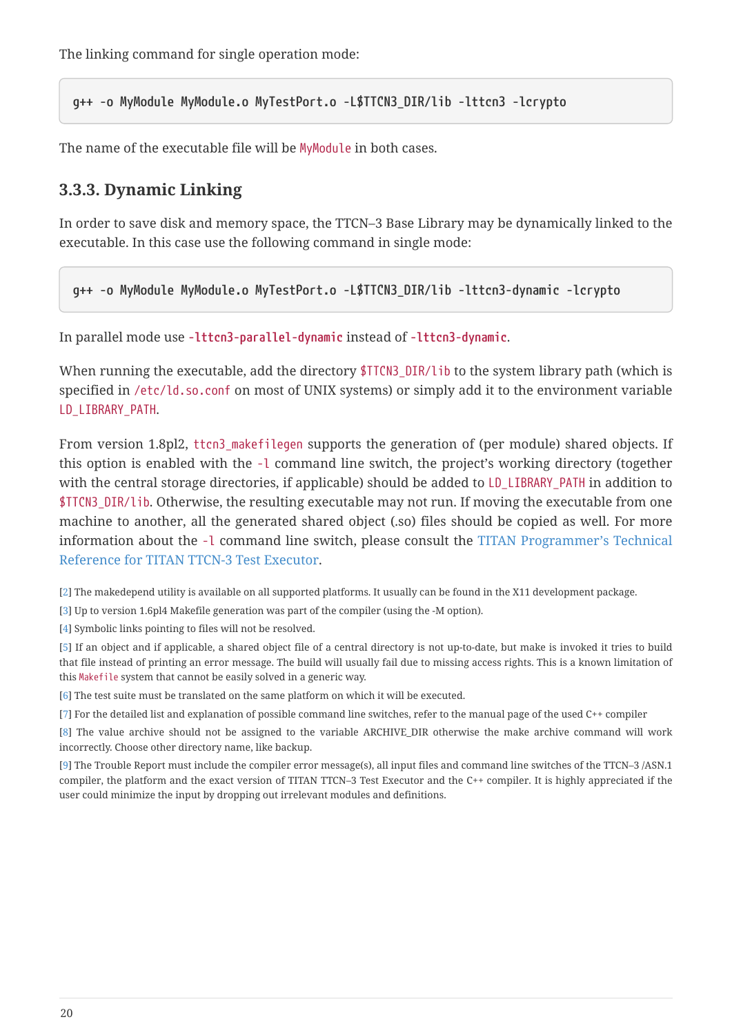The linking command for single operation mode:

```
g++ -o MyModule MyModule.o MyTestPort.o -L$TTCN3_DIR/lib -lttcn3 -lcrypto
```

The name of the executable file will be `MyModule` in both cases.

### 3.3.3. Dynamic Linking

In order to save disk and memory space, the TTCN–3 Base Library may be dynamically linked to the executable. In this case use the following command in single mode:

```
g++ -o MyModule MyModule.o MyTestPort.o -L$TTCN3_DIR/lib -lttcn3-dynamic -lcrypto
```

In parallel mode use **`-lttcn3-parallel-dynamic`** instead of **`-lttcn3-dynamic`**.

When running the executable, add the directory `$TTCN3_DIR/lib` to the system library path (which is specified in `/etc/ld.so.conf` on most of UNIX systems) or simply add it to the environment variable `LD_LIBRARY_PATH`.

From version 1.8pl2, `ttcn3_makefilegen` supports the generation of (per module) shared objects. If this option is enabled with the `-l` command line switch, the project's working directory (together with the central storage directories, if applicable) should be added to `LD_LIBRARY_PATH` in addition to `$TTCN3_DIR/lib`. Otherwise, the resulting executable may not run. If moving the executable from one machine to another, all the generated shared object (.so) files should be copied as well. For more information about the `-l` command line switch, please consult the TITAN Programmer's Technical Reference for TITAN TTCN-3 Test Executor.

[2] The makedepend utility is available on all supported platforms. It usually can be found in the X11 development package.

[3] Up to version 1.6pl4 Makefile generation was part of the compiler (using the -M option).

[4] Symbolic links pointing to files will not be resolved.

[5] If an object and if applicable, a shared object file of a central directory is not up-to-date, but make is invoked it tries to build that file instead of printing an error message. The build will usually fail due to missing access rights. This is a known limitation of this `Makefile` system that cannot be easily solved in a generic way.

[6] The test suite must be translated on the same platform on which it will be executed.

[7] For the detailed list and explanation of possible command line switches, refer to the manual page of the used C++ compiler

[8] The value archive should not be assigned to the variable ARCHIVE_DIR otherwise the make archive command will work incorrectly. Choose other directory name, like backup.

[9] The Trouble Report must include the compiler error message(s), all input files and command line switches of the TTCN–3 /ASN.1 compiler, the platform and the exact version of TITAN TTCN–3 Test Executor and the C++ compiler. It is highly appreciated if the user could minimize the input by dropping out irrelevant modules and definitions.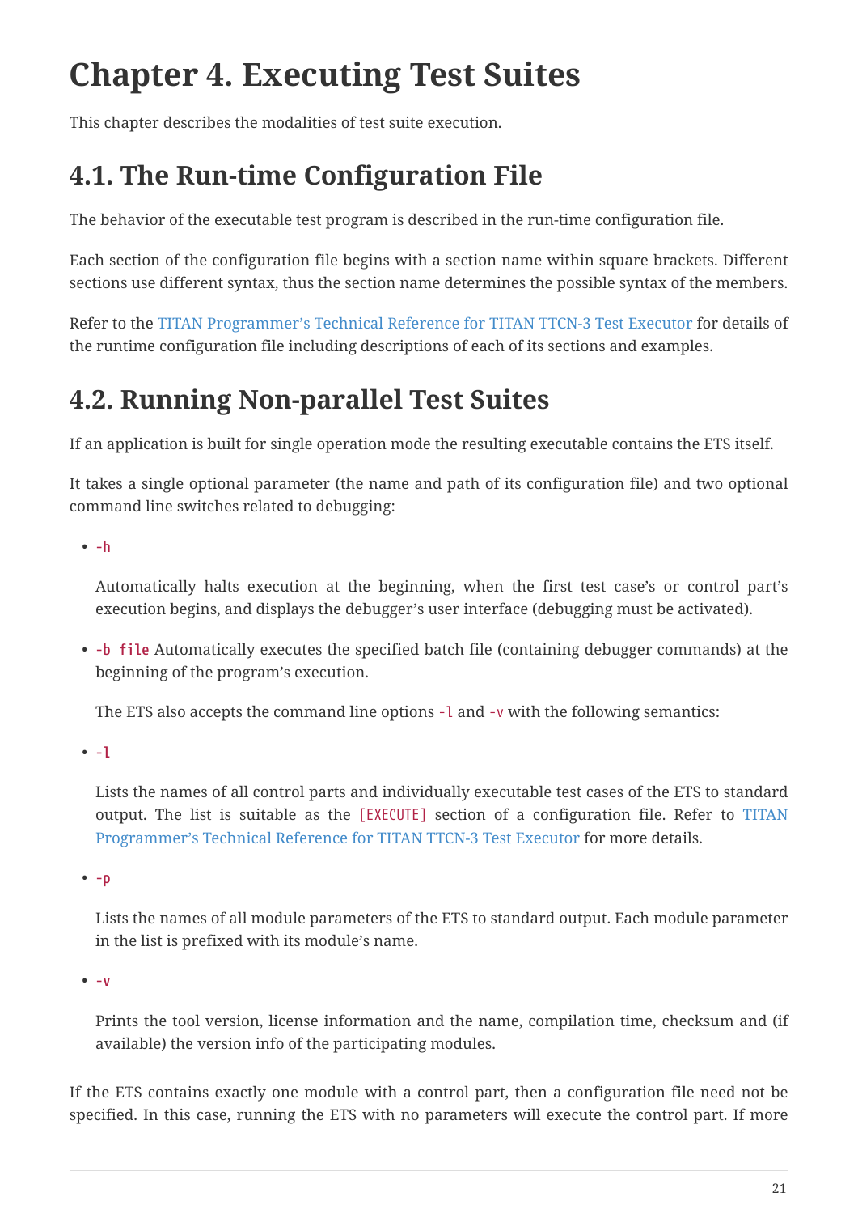# Chapter 4. Executing Test Suites

This chapter describes the modalities of test suite execution.

## 4.1. The Run-time Configuration File

The behavior of the executable test program is described in the run-time configuration file.

Each section of the configuration file begins with a section name within square brackets. Different sections use different syntax, thus the section name determines the possible syntax of the members.

Refer to the TITAN Programmer's Technical Reference for TITAN TTCN-3 Test Executor for details of the runtime configuration file including descriptions of each of its sections and examples.

## 4.2. Running Non-parallel Test Suites

If an application is built for single operation mode the resulting executable contains the ETS itself.

It takes a single optional parameter (the name and path of its configuration file) and two optional command line switches related to debugging:

- `-h`

  Automatically halts execution at the beginning, when the first test case's or control part's execution begins, and displays the debugger's user interface (debugging must be activated).

- `-b file` Automatically executes the specified batch file (containing debugger commands) at the beginning of the program's execution.

  The ETS also accepts the command line options `-l` and `-v` with the following semantics:

- `-l`

  Lists the names of all control parts and individually executable test cases of the ETS to standard output. The list is suitable as the `[EXECUTE]` section of a configuration file. Refer to TITAN Programmer's Technical Reference for TITAN TTCN-3 Test Executor for more details.

- `-p`

  Lists the names of all module parameters of the ETS to standard output. Each module parameter in the list is prefixed with its module's name.

- `-v`

  Prints the tool version, license information and the name, compilation time, checksum and (if available) the version info of the participating modules.

If the ETS contains exactly one module with a control part, then a configuration file need not be specified. In this case, running the ETS with no parameters will execute the control part. If more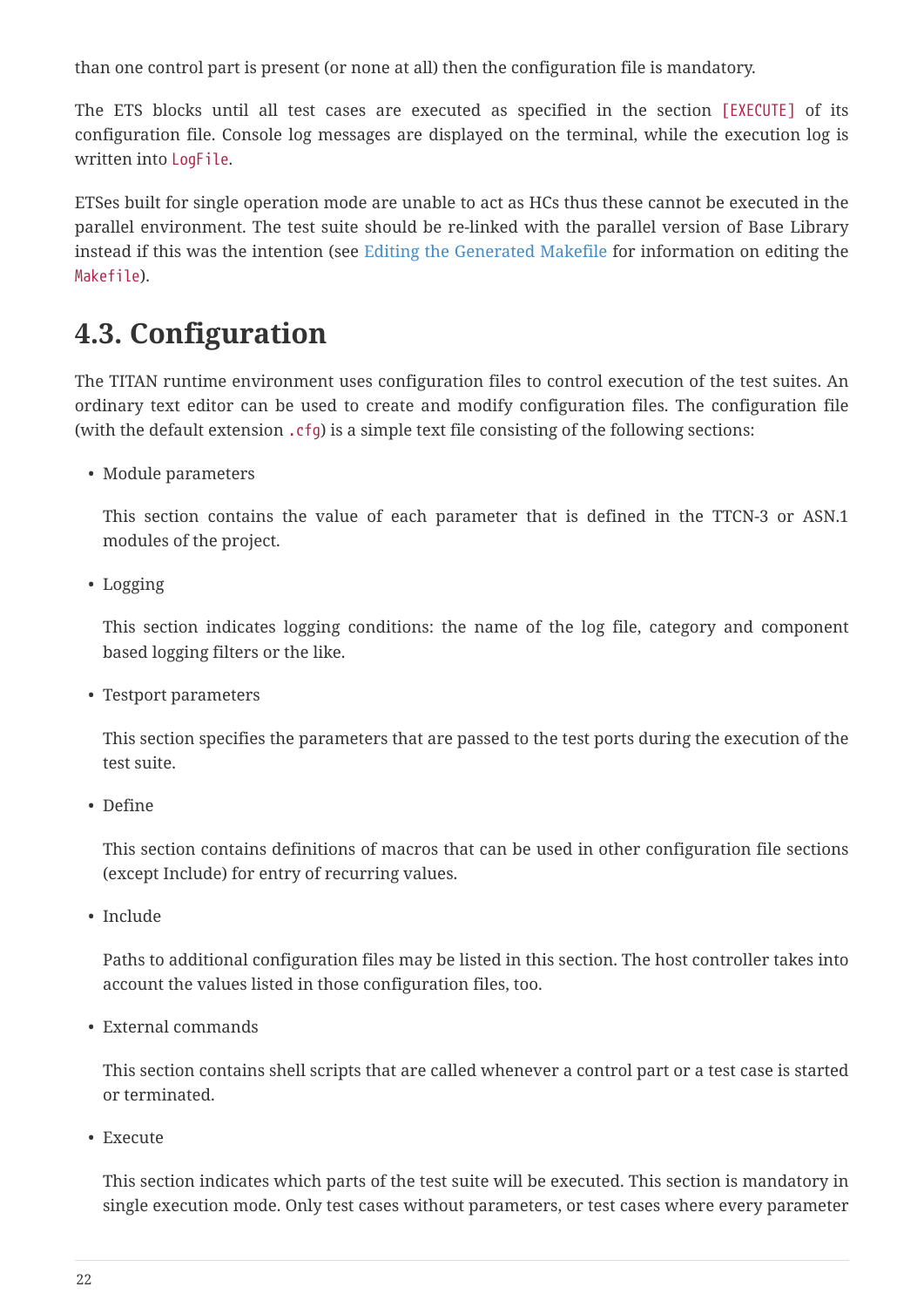than one control part is present (or none at all) then the configuration file is mandatory.

The ETS blocks until all test cases are executed as specified in the section `[EXECUTE]` of its configuration file. Console log messages are displayed on the terminal, while the execution log is written into `LogFile`.

ETSes built for single operation mode are unable to act as HCs thus these cannot be executed in the parallel environment. The test suite should be re-linked with the parallel version of Base Library instead if this was the intention (see Editing the Generated Makefile for information on editing the `Makefile`).

## 4.3. Configuration

The TITAN runtime environment uses configuration files to control execution of the test suites. An ordinary text editor can be used to create and modify configuration files. The configuration file (with the default extension `.cfg`) is a simple text file consisting of the following sections:

- Module parameters

  This section contains the value of each parameter that is defined in the TTCN-3 or ASN.1 modules of the project.

- Logging

  This section indicates logging conditions: the name of the log file, category and component based logging filters or the like.

- Testport parameters

  This section specifies the parameters that are passed to the test ports during the execution of the test suite.

- Define

  This section contains definitions of macros that can be used in other configuration file sections (except Include) for entry of recurring values.

- Include

  Paths to additional configuration files may be listed in this section. The host controller takes into account the values listed in those configuration files, too.

- External commands

  This section contains shell scripts that are called whenever a control part or a test case is started or terminated.

- Execute

  This section indicates which parts of the test suite will be executed. This section is mandatory in single execution mode. Only test cases without parameters, or test cases where every parameter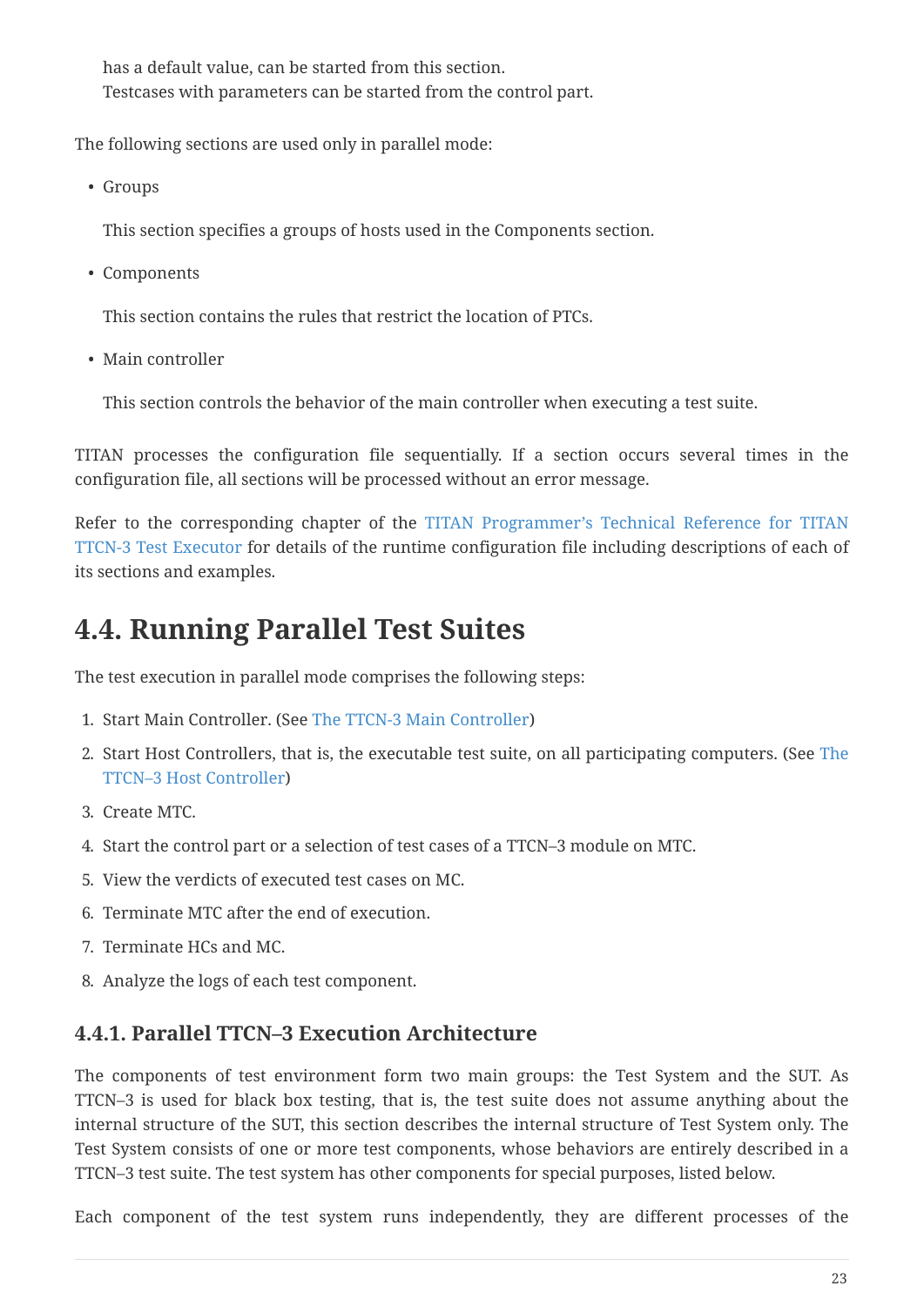has a default value, can be started from this section.
Testcases with parameters can be started from the control part.

The following sections are used only in parallel mode:

- Groups

  This section specifies a groups of hosts used in the Components section.

- Components

  This section contains the rules that restrict the location of PTCs.

- Main controller

  This section controls the behavior of the main controller when executing a test suite.

TITAN processes the configuration file sequentially. If a section occurs several times in the configuration file, all sections will be processed without an error message.

Refer to the corresponding chapter of the TITAN Programmer's Technical Reference for TITAN TTCN-3 Test Executor for details of the runtime configuration file including descriptions of each of its sections and examples.

## 4.4. Running Parallel Test Suites

The test execution in parallel mode comprises the following steps:

1. Start Main Controller. (See The TTCN-3 Main Controller)
2. Start Host Controllers, that is, the executable test suite, on all participating computers. (See The TTCN–3 Host Controller)
3. Create MTC.
4. Start the control part or a selection of test cases of a TTCN–3 module on MTC.
5. View the verdicts of executed test cases on MC.
6. Terminate MTC after the end of execution.
7. Terminate HCs and MC.
8. Analyze the logs of each test component.

### 4.4.1. Parallel TTCN–3 Execution Architecture

The components of test environment form two main groups: the Test System and the SUT. As TTCN–3 is used for black box testing, that is, the test suite does not assume anything about the internal structure of the SUT, this section describes the internal structure of Test System only. The Test System consists of one or more test components, whose behaviors are entirely described in a TTCN–3 test suite. The test system has other components for special purposes, listed below.

Each component of the test system runs independently, they are different processes of the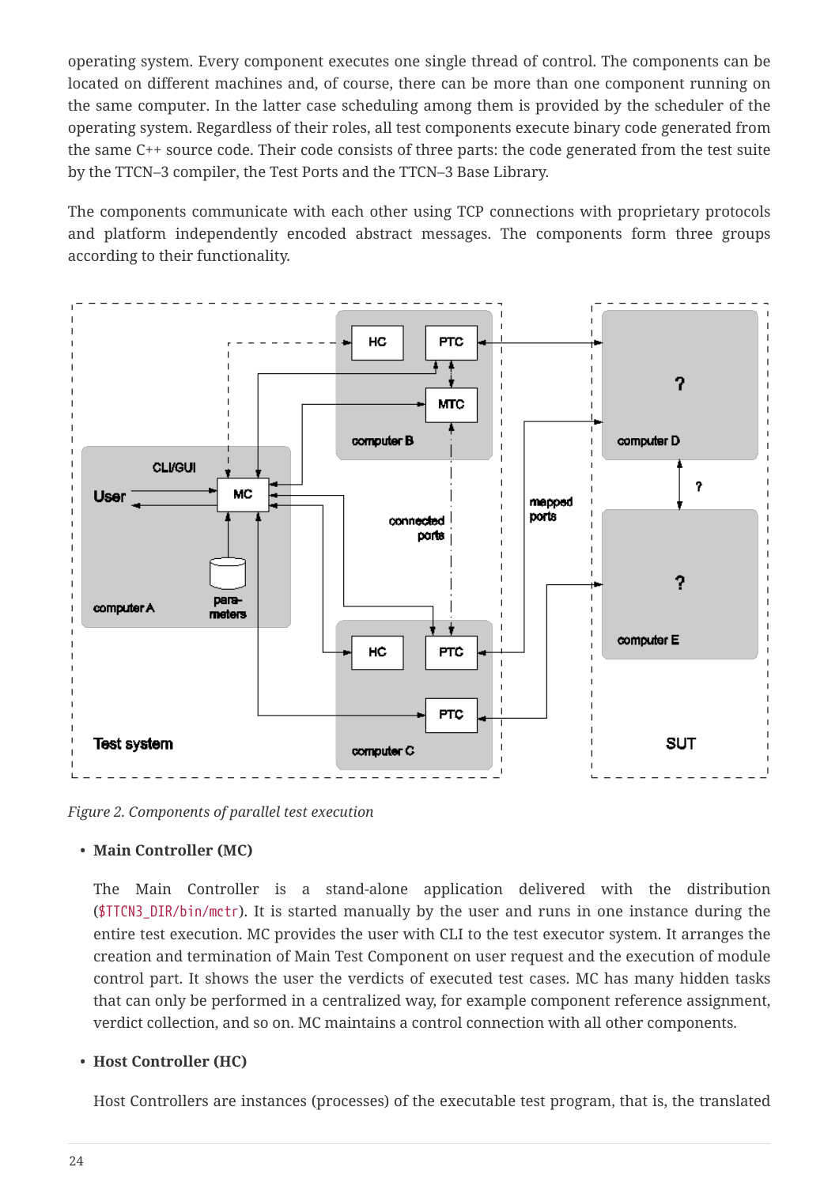operating system. Every component executes one single thread of control. The components can be located on different machines and, of course, there can be more than one component running on the same computer. In the latter case scheduling among them is provided by the scheduler of the operating system. Regardless of their roles, all test components execute binary code generated from the same C++ source code. Their code consists of three parts: the code generated from the test suite by the TTCN–3 compiler, the Test Ports and the TTCN–3 Base Library.

The components communicate with each other using TCP connections with proprietary protocols and platform independently encoded abstract messages. The components form three groups according to their functionality.

*Figure 2. Components of parallel test execution*

- **Main Controller (MC)**

  The Main Controller is a stand-alone application delivered with the distribution (`$TTCN3_DIR/bin/mctr`). It is started manually by the user and runs in one instance during the entire test execution. MC provides the user with CLI to the test executor system. It arranges the creation and termination of Main Test Component on user request and the execution of module control part. It shows the user the verdicts of executed test cases. MC has many hidden tasks that can only be performed in a centralized way, for example component reference assignment, verdict collection, and so on. MC maintains a control connection with all other components.

- **Host Controller (HC)**

  Host Controllers are instances (processes) of the executable test program, that is, the translated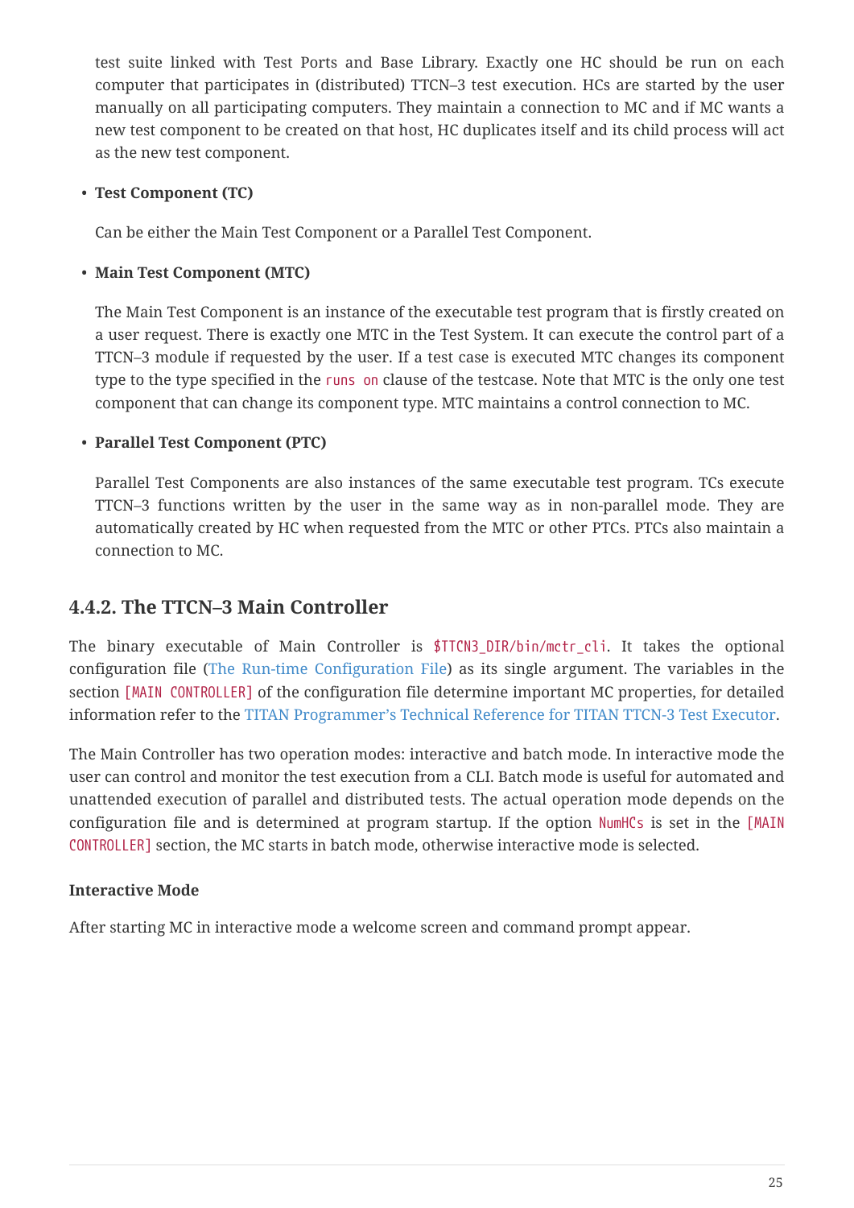test suite linked with Test Ports and Base Library. Exactly one HC should be run on each computer that participates in (distributed) TTCN–3 test execution. HCs are started by the user manually on all participating computers. They maintain a connection to MC and if MC wants a new test component to be created on that host, HC duplicates itself and its child process will act as the new test component.

- **Test Component (TC)**

  Can be either the Main Test Component or a Parallel Test Component.

- **Main Test Component (MTC)**

  The Main Test Component is an instance of the executable test program that is firstly created on a user request. There is exactly one MTC in the Test System. It can execute the control part of a TTCN–3 module if requested by the user. If a test case is executed MTC changes its component type to the type specified in the `runs on` clause of the testcase. Note that MTC is the only one test component that can change its component type. MTC maintains a control connection to MC.

- **Parallel Test Component (PTC)**

  Parallel Test Components are also instances of the same executable test program. TCs execute TTCN–3 functions written by the user in the same way as in non-parallel mode. They are automatically created by HC when requested from the MTC or other PTCs. PTCs also maintain a connection to MC.

### 4.4.2. The TTCN–3 Main Controller

The binary executable of Main Controller is `$TTCN3_DIR/bin/mctr_cli`. It takes the optional configuration file (The Run-time Configuration File) as its single argument. The variables in the section `[MAIN CONTROLLER]` of the configuration file determine important MC properties, for detailed information refer to the TITAN Programmer's Technical Reference for TITAN TTCN-3 Test Executor.

The Main Controller has two operation modes: interactive and batch mode. In interactive mode the user can control and monitor the test execution from a CLI. Batch mode is useful for automated and unattended execution of parallel and distributed tests. The actual operation mode depends on the configuration file and is determined at program startup. If the option `NumHCs` is set in the `[MAIN CONTROLLER]` section, the MC starts in batch mode, otherwise interactive mode is selected.

**Interactive Mode**

After starting MC in interactive mode a welcome screen and command prompt appear.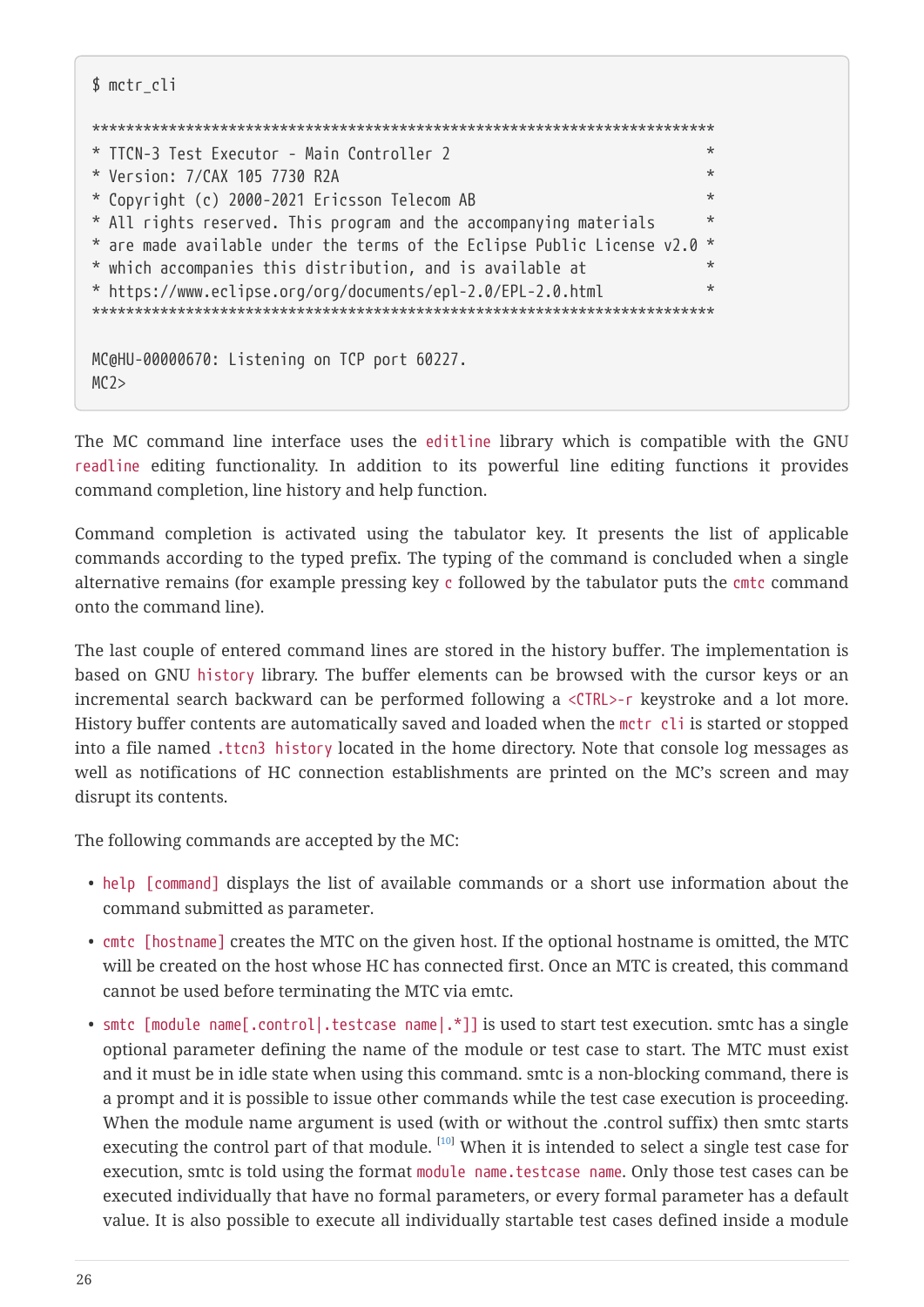```
$ mctr_cli

*************************************************************************
* TTCN-3 Test Executor - Main Controller 2                              *
* Version: 7/CAX 105 7730 R2A                                           *
* Copyright (c) 2000-2021 Ericsson Telecom AB                           *
* All rights reserved. This program and the accompanying materials      *
* are made available under the terms of the Eclipse Public License v2.0 *
* which accompanies this distribution, and is available at              *
* https://www.eclipse.org/org/documents/epl-2.0/EPL-2.0.html            *
*************************************************************************

MC@HU-00000670: Listening on TCP port 60227.
MC2>
```

The MC command line interface uses the `editline` library which is compatible with the GNU `readline` editing functionality. In addition to its powerful line editing functions it provides command completion, line history and help function.

Command completion is activated using the tabulator key. It presents the list of applicable commands according to the typed prefix. The typing of the command is concluded when a single alternative remains (for example pressing key `c` followed by the tabulator puts the `cmtc` command onto the command line).

The last couple of entered command lines are stored in the history buffer. The implementation is based on GNU `history` library. The buffer elements can be browsed with the cursor keys or an incremental search backward can be performed following a `<CTRL>-r` keystroke and a lot more. History buffer contents are automatically saved and loaded when the `mctr cli` is started or stopped into a file named `.ttcn3 history` located in the home directory. Note that console log messages as well as notifications of HC connection establishments are printed on the MC's screen and may disrupt its contents.

The following commands are accepted by the MC:

- `help [command]` displays the list of available commands or a short use information about the command submitted as parameter.
- `cmtc [hostname]` creates the MTC on the given host. If the optional hostname is omitted, the MTC will be created on the host whose HC has connected first. Once an MTC is created, this command cannot be used before terminating the MTC via emtc.
- `smtc [module name[.control|.testcase name|.*]]` is used to start test execution. smtc has a single optional parameter defining the name of the module or test case to start. The MTC must exist and it must be in idle state when using this command. smtc is a non-blocking command, there is a prompt and it is possible to issue other commands while the test case execution is proceeding. When the module name argument is used (with or without the .control suffix) then smtc starts executing the control part of that module. [10] When it is intended to select a single test case for execution, smtc is told using the format `module name.testcase name`. Only those test cases can be executed individually that have no formal parameters, or every formal parameter has a default value. It is also possible to execute all individually startable test cases defined inside a module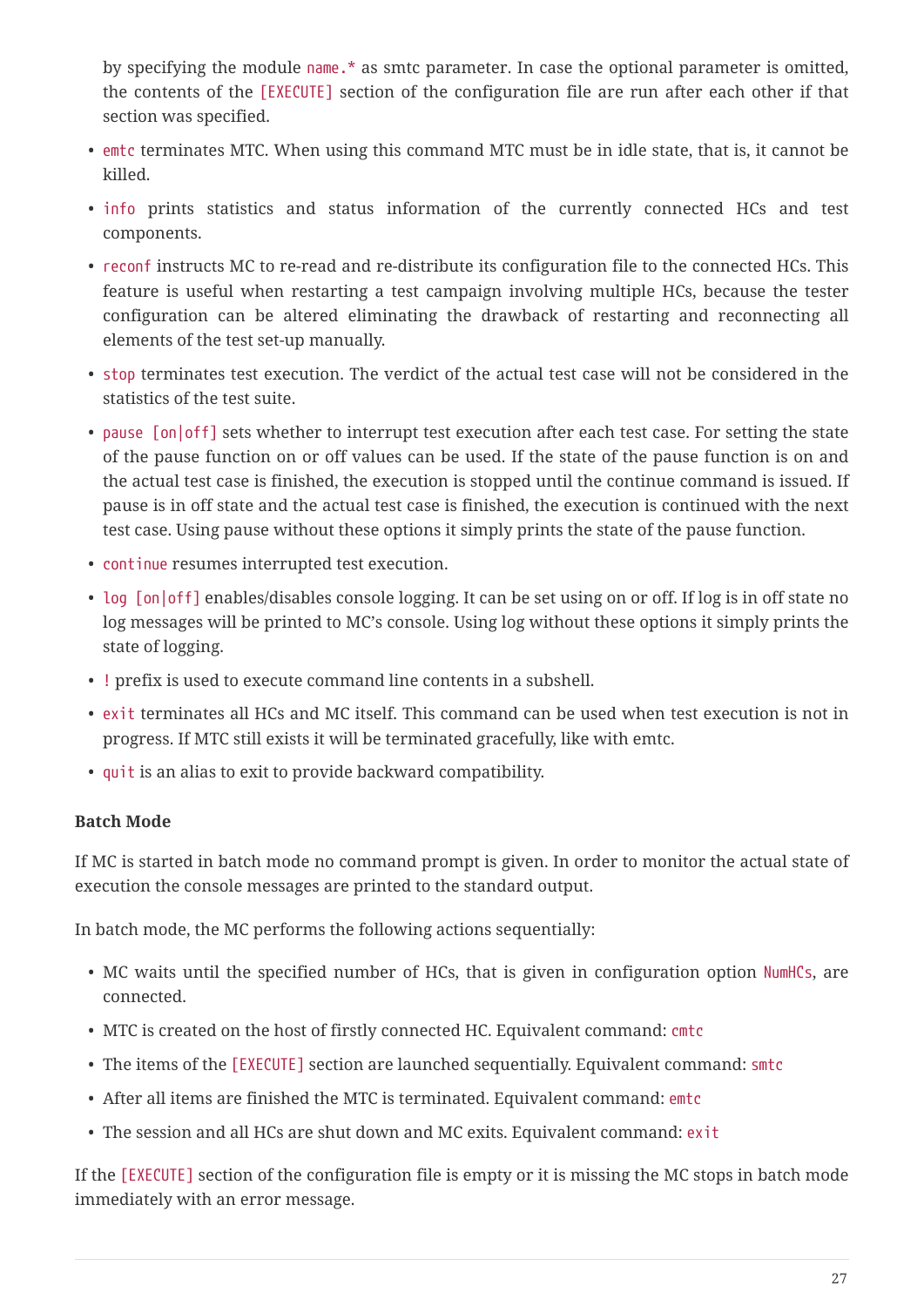by specifying the module `name.*` as smtc parameter. In case the optional parameter is omitted, the contents of the `[EXECUTE]` section of the configuration file are run after each other if that section was specified.

- `emtc` terminates MTC. When using this command MTC must be in idle state, that is, it cannot be killed.
- `info` prints statistics and status information of the currently connected HCs and test components.
- `reconf` instructs MC to re-read and re-distribute its configuration file to the connected HCs. This feature is useful when restarting a test campaign involving multiple HCs, because the tester configuration can be altered eliminating the drawback of restarting and reconnecting all elements of the test set-up manually.
- `stop` terminates test execution. The verdict of the actual test case will not be considered in the statistics of the test suite.
- `pause [on|off]` sets whether to interrupt test execution after each test case. For setting the state of the pause function on or off values can be used. If the state of the pause function is on and the actual test case is finished, the execution is stopped until the continue command is issued. If pause is in off state and the actual test case is finished, the execution is continued with the next test case. Using pause without these options it simply prints the state of the pause function.
- `continue` resumes interrupted test execution.
- `log [on|off]` enables/disables console logging. It can be set using on or off. If log is in off state no log messages will be printed to MC's console. Using log without these options it simply prints the state of logging.
- `!` prefix is used to execute command line contents in a subshell.
- `exit` terminates all HCs and MC itself. This command can be used when test execution is not in progress. If MTC still exists it will be terminated gracefully, like with emtc.
- `quit` is an alias to exit to provide backward compatibility.

**Batch Mode**

If MC is started in batch mode no command prompt is given. In order to monitor the actual state of execution the console messages are printed to the standard output.

In batch mode, the MC performs the following actions sequentially:

- MC waits until the specified number of HCs, that is given in configuration option `NumHCs`, are connected.
- MTC is created on the host of firstly connected HC. Equivalent command: `cmtc`
- The items of the `[EXECUTE]` section are launched sequentially. Equivalent command: `smtc`
- After all items are finished the MTC is terminated. Equivalent command: `emtc`
- The session and all HCs are shut down and MC exits. Equivalent command: `exit`

If the `[EXECUTE]` section of the configuration file is empty or it is missing the MC stops in batch mode immediately with an error message.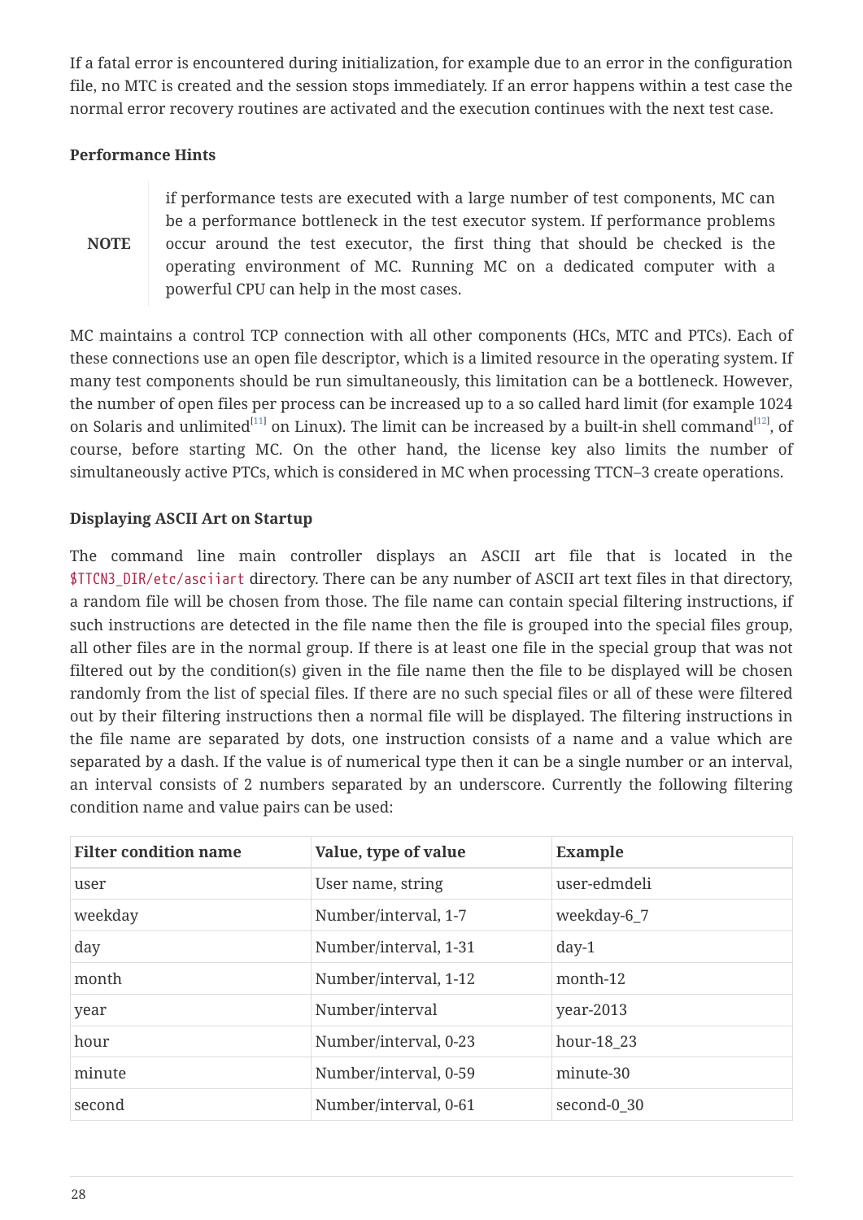If a fatal error is encountered during initialization, for example due to an error in the configuration file, no MTC is created and the session stops immediately. If an error happens within a test case the normal error recovery routines are activated and the execution continues with the next test case.

#### Performance Hints

> **NOTE** if performance tests are executed with a large number of test components, MC can be a performance bottleneck in the test executor system. If performance problems occur around the test executor, the first thing that should be checked is the operating environment of MC. Running MC on a dedicated computer with a powerful CPU can help in the most cases.

MC maintains a control TCP connection with all other components (HCs, MTC and PTCs). Each of these connections use an open file descriptor, which is a limited resource in the operating system. If many test components should be run simultaneously, this limitation can be a bottleneck. However, the number of open files per process can be increased up to a so called hard limit (for example 1024 on Solaris and unlimited[11] on Linux). The limit can be increased by a built-in shell command[12], of course, before starting MC. On the other hand, the license key also limits the number of simultaneously active PTCs, which is considered in MC when processing TTCN–3 create operations.

#### Displaying ASCII Art on Startup

The command line main controller displays an ASCII art file that is located in the `$TTCN3_DIR/etc/asciiart` directory. There can be any number of ASCII art text files in that directory, a random file will be chosen from those. The file name can contain special filtering instructions, if such instructions are detected in the file name then the file is grouped into the special files group, all other files are in the normal group. If there is at least one file in the special group that was not filtered out by the condition(s) given in the file name then the file to be displayed will be chosen randomly from the list of special files. If there are no such special files or all of these were filtered out by their filtering instructions then a normal file will be displayed. The filtering instructions in the file name are separated by dots, one instruction consists of a name and a value which are separated by a dash. If the value is of numerical type then it can be a single number or an interval, an interval consists of 2 numbers separated by an underscore. Currently the following filtering condition name and value pairs can be used:

| Filter condition name | Value, type of value | Example |
|---|---|---|
| user | User name, string | user-edmdeli |
| weekday | Number/interval, 1-7 | weekday-6_7 |
| day | Number/interval, 1-31 | day-1 |
| month | Number/interval, 1-12 | month-12 |
| year | Number/interval | year-2013 |
| hour | Number/interval, 0-23 | hour-18_23 |
| minute | Number/interval, 0-59 | minute-30 |
| second | Number/interval, 0-61 | second-0_30 |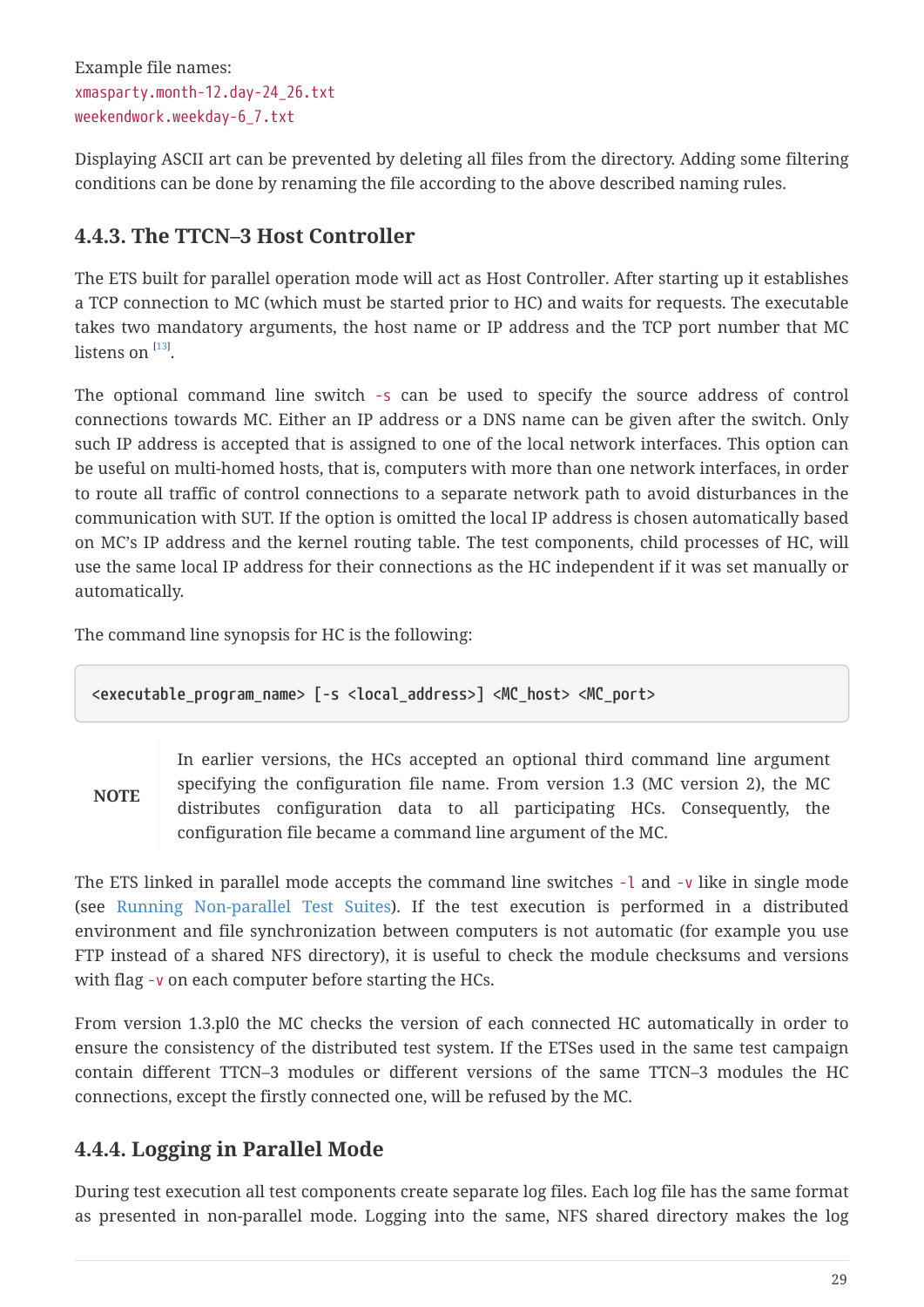Example file names:
`xmasparty.month-12.day-24_26.txt`
`weekendwork.weekday-6_7.txt`

Displaying ASCII art can be prevented by deleting all files from the directory. Adding some filtering conditions can be done by renaming the file according to the above described naming rules.

### 4.4.3. The TTCN–3 Host Controller

The ETS built for parallel operation mode will act as Host Controller. After starting up it establishes a TCP connection to MC (which must be started prior to HC) and waits for requests. The executable takes two mandatory arguments, the host name or IP address and the TCP port number that MC listens on [13].

The optional command line switch `-s` can be used to specify the source address of control connections towards MC. Either an IP address or a DNS name can be given after the switch. Only such IP address is accepted that is assigned to one of the local network interfaces. This option can be useful on multi-homed hosts, that is, computers with more than one network interfaces, in order to route all traffic of control connections to a separate network path to avoid disturbances in the communication with SUT. If the option is omitted the local IP address is chosen automatically based on MC's IP address and the kernel routing table. The test components, child processes of HC, will use the same local IP address for their connections as the HC independent if it was set manually or automatically.

The command line synopsis for HC is the following:

```
<executable_program_name> [-s <local_address>] <MC_host> <MC_port>
```

**NOTE** In earlier versions, the HCs accepted an optional third command line argument specifying the configuration file name. From version 1.3 (MC version 2), the MC distributes configuration data to all participating HCs. Consequently, the configuration file became a command line argument of the MC.

The ETS linked in parallel mode accepts the command line switches `-l` and `-v` like in single mode (see Running Non-parallel Test Suites). If the test execution is performed in a distributed environment and file synchronization between computers is not automatic (for example you use FTP instead of a shared NFS directory), it is useful to check the module checksums and versions with flag `-v` on each computer before starting the HCs.

From version 1.3.pl0 the MC checks the version of each connected HC automatically in order to ensure the consistency of the distributed test system. If the ETSes used in the same test campaign contain different TTCN–3 modules or different versions of the same TTCN–3 modules the HC connections, except the firstly connected one, will be refused by the MC.

### 4.4.4. Logging in Parallel Mode

During test execution all test components create separate log files. Each log file has the same format as presented in non-parallel mode. Logging into the same, NFS shared directory makes the log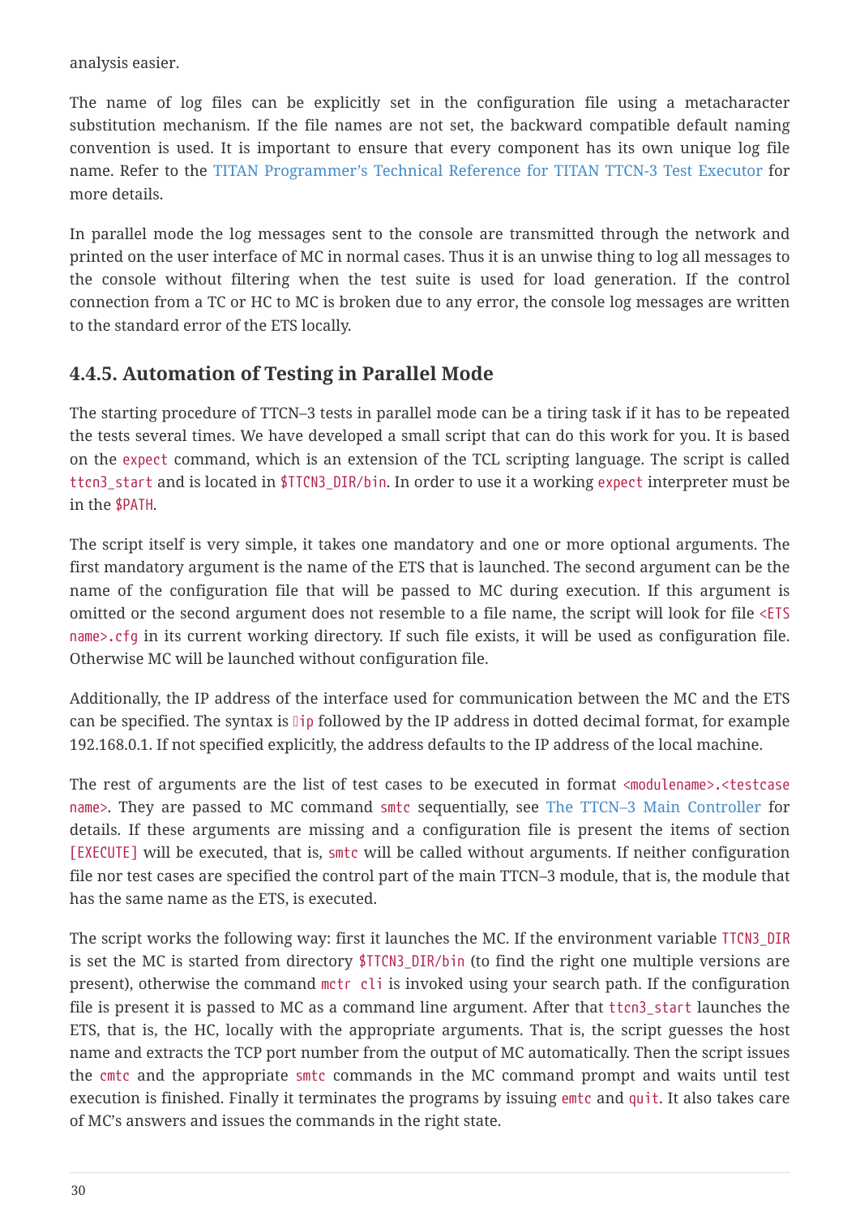analysis easier.

The name of log files can be explicitly set in the configuration file using a metacharacter substitution mechanism. If the file names are not set, the backward compatible default naming convention is used. It is important to ensure that every component has its own unique log file name. Refer to the TITAN Programmer's Technical Reference for TITAN TTCN-3 Test Executor for more details.

In parallel mode the log messages sent to the console are transmitted through the network and printed on the user interface of MC in normal cases. Thus it is an unwise thing to log all messages to the console without filtering when the test suite is used for load generation. If the control connection from a TC or HC to MC is broken due to any error, the console log messages are written to the standard error of the ETS locally.

### 4.4.5. Automation of Testing in Parallel Mode

The starting procedure of TTCN–3 tests in parallel mode can be a tiring task if it has to be repeated the tests several times. We have developed a small script that can do this work for you. It is based on the `expect` command, which is an extension of the TCL scripting language. The script is called `ttcn3_start` and is located in `$TTCN3_DIR/bin`. In order to use it a working `expect` interpreter must be in the `$PATH`.

The script itself is very simple, it takes one mandatory and one or more optional arguments. The first mandatory argument is the name of the ETS that is launched. The second argument can be the name of the configuration file that will be passed to MC during execution. If this argument is omitted or the second argument does not resemble to a file name, the script will look for file `<ETS name>.cfg` in its current working directory. If such file exists, it will be used as configuration file. Otherwise MC will be launched without configuration file.

Additionally, the IP address of the interface used for communication between the MC and the ETS can be specified. The syntax is `-ip` followed by the IP address in dotted decimal format, for example 192.168.0.1. If not specified explicitly, the address defaults to the IP address of the local machine.

The rest of arguments are the list of test cases to be executed in format `<modulename>.<testcase name>`. They are passed to MC command `smtc` sequentially, see The TTCN–3 Main Controller for details. If these arguments are missing and a configuration file is present the items of section `[EXECUTE]` will be executed, that is, `smtc` will be called without arguments. If neither configuration file nor test cases are specified the control part of the main TTCN–3 module, that is, the module that has the same name as the ETS, is executed.

The script works the following way: first it launches the MC. If the environment variable `TTCN3_DIR` is set the MC is started from directory `$TTCN3_DIR/bin` (to find the right one multiple versions are present), otherwise the command `mctr cli` is invoked using your search path. If the configuration file is present it is passed to MC as a command line argument. After that `ttcn3_start` launches the ETS, that is, the HC, locally with the appropriate arguments. That is, the script guesses the host name and extracts the TCP port number from the output of MC automatically. Then the script issues the `cmtc` and the appropriate `smtc` commands in the MC command prompt and waits until test execution is finished. Finally it terminates the programs by issuing `emtc` and `quit`. It also takes care of MC's answers and issues the commands in the right state.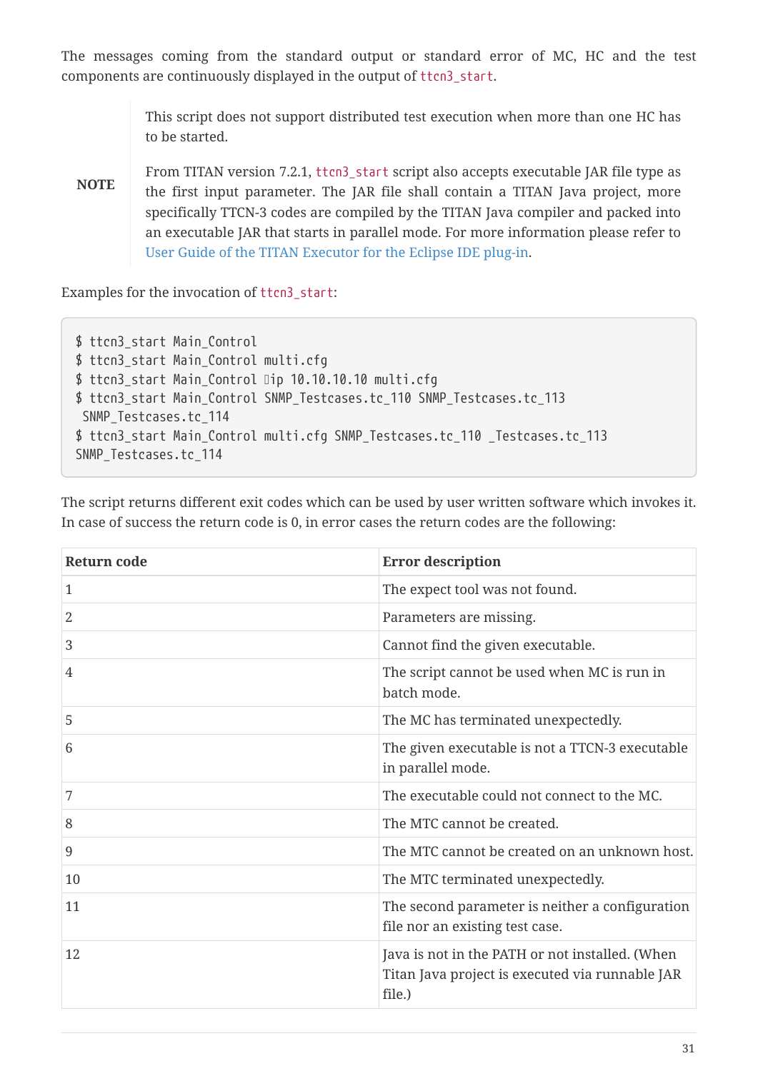The messages coming from the standard output or standard error of MC, HC and the test components are continuously displayed in the output of `ttcn3_start`.

> **NOTE**
>
> This script does not support distributed test execution when more than one HC has to be started.
>
> From TITAN version 7.2.1, `ttcn3_start` script also accepts executable JAR file type as the first input parameter. The JAR file shall contain a TITAN Java project, more specifically TTCN-3 codes are compiled by the TITAN Java compiler and packed into an executable JAR that starts in parallel mode. For more information please refer to User Guide of the TITAN Executor for the Eclipse IDE plug-in.

Examples for the invocation of `ttcn3_start`:

```
$ ttcn3_start Main_Control
$ ttcn3_start Main_Control multi.cfg
$ ttcn3_start Main_Control ip 10.10.10.10 multi.cfg
$ ttcn3_start Main_Control SNMP_Testcases.tc_110 SNMP_Testcases.tc_113
 SNMP_Testcases.tc_114
$ ttcn3_start Main_Control multi.cfg SNMP_Testcases.tc_110 _Testcases.tc_113
SNMP_Testcases.tc_114
```

The script returns different exit codes which can be used by user written software which invokes it. In case of success the return code is 0, in error cases the return codes are the following:

| Return code | Error description |
|---|---|
| 1 | The expect tool was not found. |
| 2 | Parameters are missing. |
| 3 | Cannot find the given executable. |
| 4 | The script cannot be used when MC is run in batch mode. |
| 5 | The MC has terminated unexpectedly. |
| 6 | The given executable is not a TTCN-3 executable in parallel mode. |
| 7 | The executable could not connect to the MC. |
| 8 | The MTC cannot be created. |
| 9 | The MTC cannot be created on an unknown host. |
| 10 | The MTC terminated unexpectedly. |
| 11 | The second parameter is neither a configuration file nor an existing test case. |
| 12 | Java is not in the PATH or not installed. (When Titan Java project is executed via runnable JAR file.) |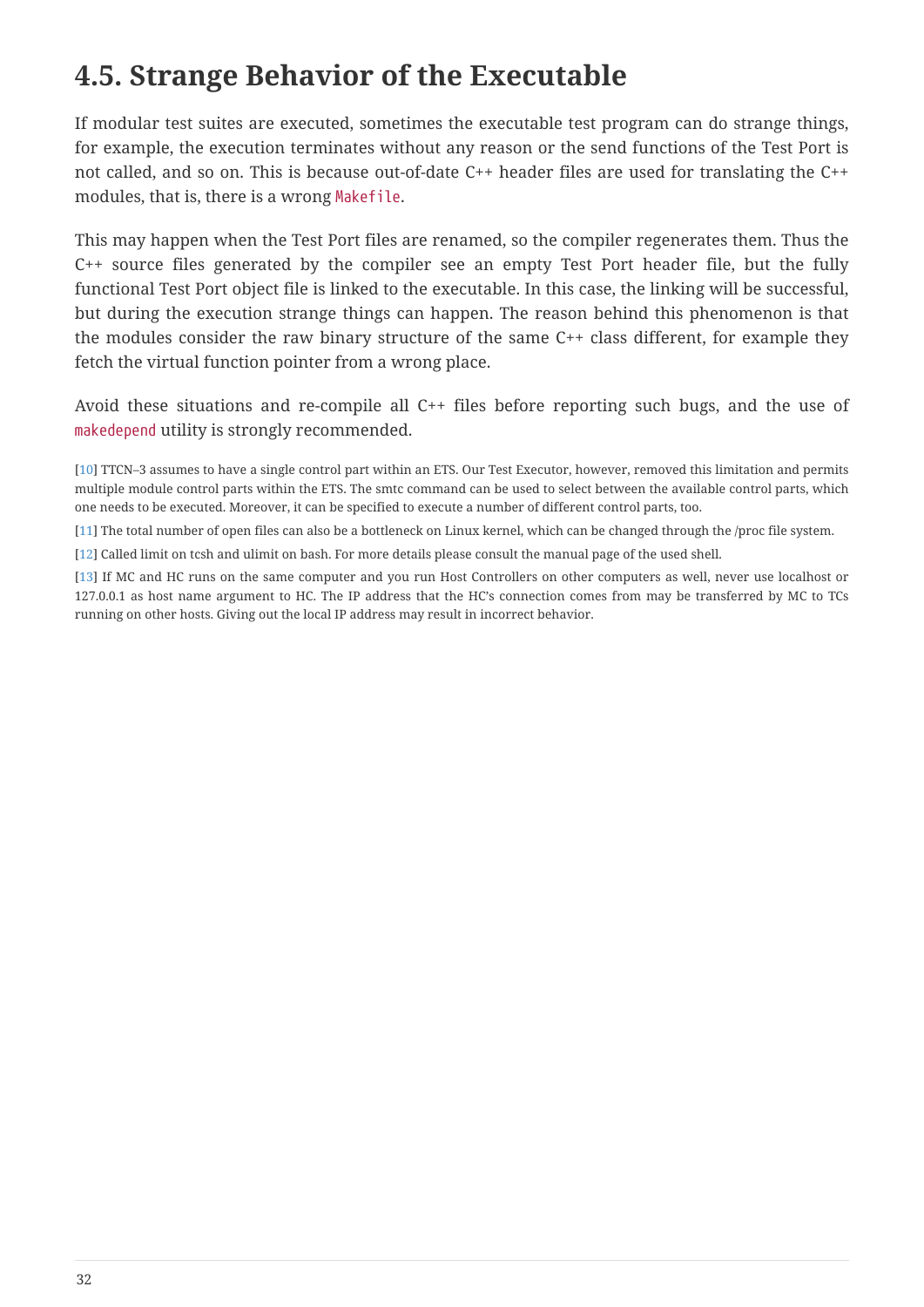## 4.5. Strange Behavior of the Executable

If modular test suites are executed, sometimes the executable test program can do strange things, for example, the execution terminates without any reason or the send functions of the Test Port is not called, and so on. This is because out-of-date C++ header files are used for translating the C++ modules, that is, there is a wrong `Makefile`.

This may happen when the Test Port files are renamed, so the compiler regenerates them. Thus the C++ source files generated by the compiler see an empty Test Port header file, but the fully functional Test Port object file is linked to the executable. In this case, the linking will be successful, but during the execution strange things can happen. The reason behind this phenomenon is that the modules consider the raw binary structure of the same C++ class different, for example they fetch the virtual function pointer from a wrong place.

Avoid these situations and re-compile all C++ files before reporting such bugs, and the use of `makedepend` utility is strongly recommended.

[10] TTCN–3 assumes to have a single control part within an ETS. Our Test Executor, however, removed this limitation and permits multiple module control parts within the ETS. The smtc command can be used to select between the available control parts, which one needs to be executed. Moreover, it can be specified to execute a number of different control parts, too.

[11] The total number of open files can also be a bottleneck on Linux kernel, which can be changed through the /proc file system.

[12] Called limit on tcsh and ulimit on bash. For more details please consult the manual page of the used shell.

[13] If MC and HC runs on the same computer and you run Host Controllers on other computers as well, never use localhost or 127.0.0.1 as host name argument to HC. The IP address that the HC's connection comes from may be transferred by MC to TCs running on other hosts. Giving out the local IP address may result in incorrect behavior.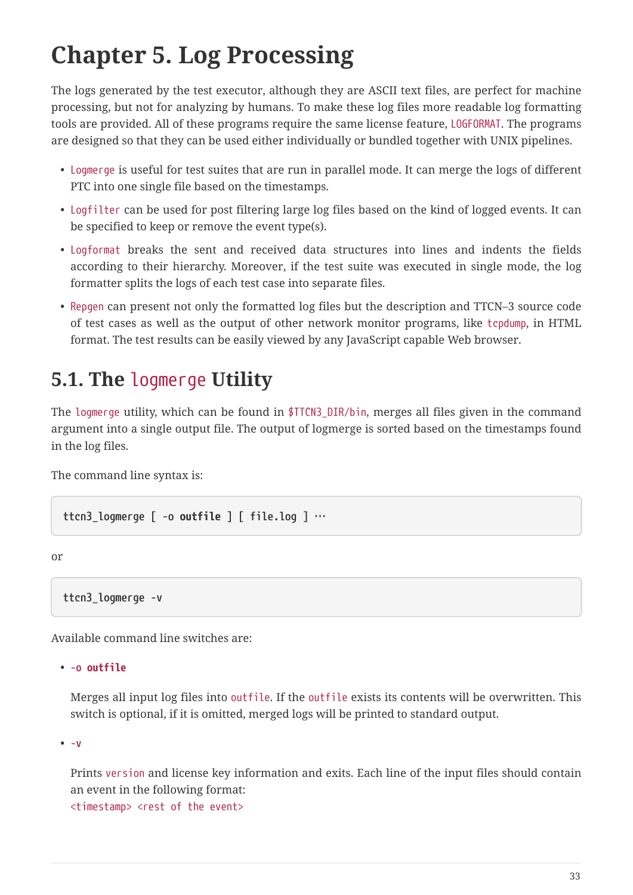# Chapter 5. Log Processing

The logs generated by the test executor, although they are ASCII text files, are perfect for machine processing, but not for analyzing by humans. To make these log files more readable log formatting tools are provided. All of these programs require the same license feature, `LOGFORMAT`. The programs are designed so that they can be used either individually or bundled together with UNIX pipelines.

- `Logmerge` is useful for test suites that are run in parallel mode. It can merge the logs of different PTC into one single file based on the timestamps.
- `Logfilter` can be used for post filtering large log files based on the kind of logged events. It can be specified to keep or remove the event type(s).
- `Logformat` breaks the sent and received data structures into lines and indents the fields according to their hierarchy. Moreover, if the test suite was executed in single mode, the log formatter splits the logs of each test case into separate files.
- `Repgen` can present not only the formatted log files but the description and TTCN–3 source code of test cases as well as the output of other network monitor programs, like `tcpdump`, in HTML format. The test results can be easily viewed by any JavaScript capable Web browser.

## 5.1. The `logmerge` Utility

The `logmerge` utility, which can be found in `$TTCN3_DIR/bin`, merges all files given in the command argument into a single output file. The output of logmerge is sorted based on the timestamps found in the log files.

The command line syntax is:

```
ttcn3_logmerge [ -o outfile ] [ file.log ] …
```

or

```
ttcn3_logmerge -v
```

Available command line switches are:

- **`-o outfile`**

  Merges all input log files into `outfile`. If the `outfile` exists its contents will be overwritten. This switch is optional, if it is omitted, merged logs will be printed to standard output.

- `-v`

  Prints `version` and license key information and exits. Each line of the input files should contain an event in the following format:
  `<timestamp> <rest of the event>`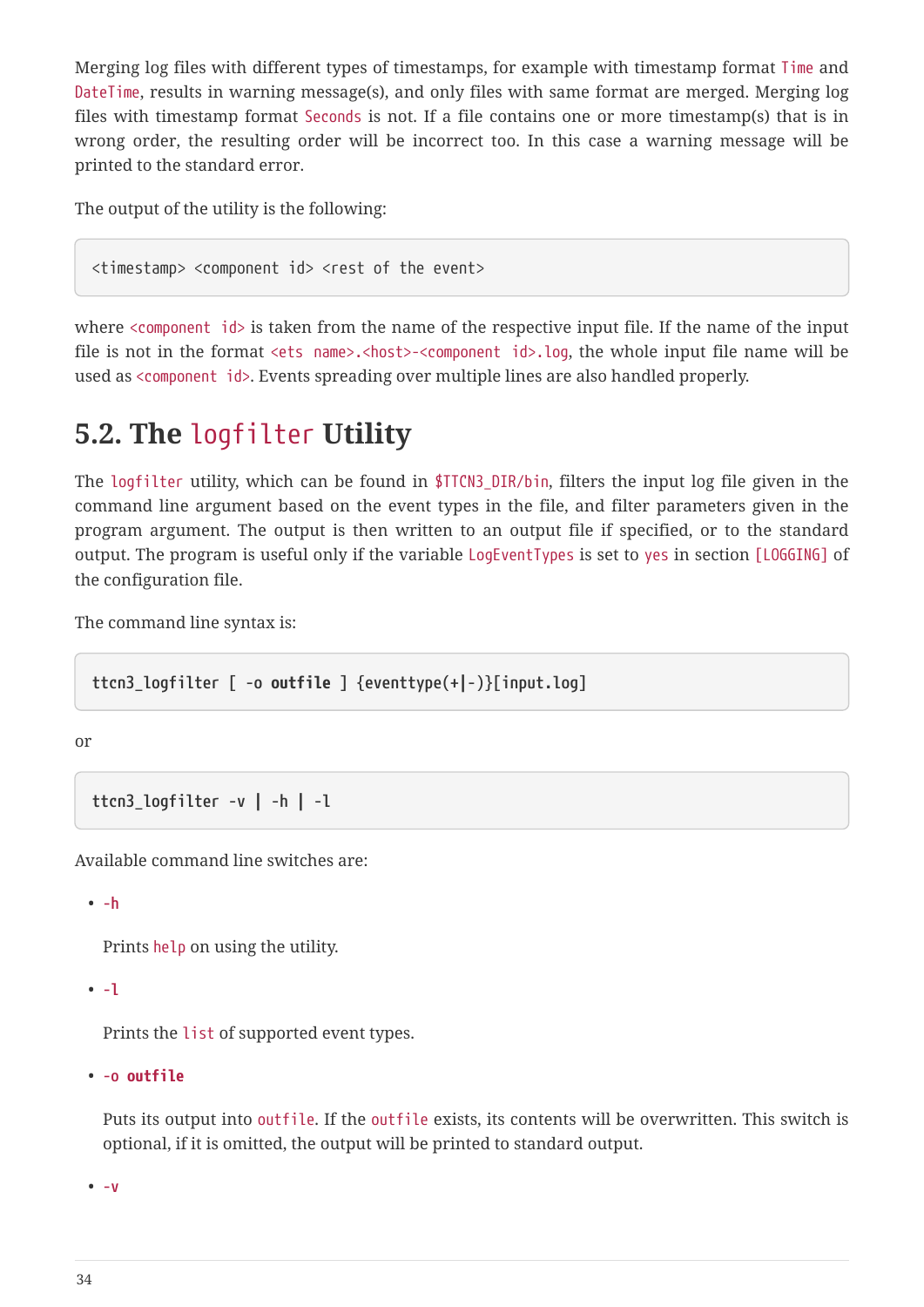Merging log files with different types of timestamps, for example with timestamp format `Time` and `DateTime`, results in warning message(s), and only files with same format are merged. Merging log files with timestamp format `Seconds` is not. If a file contains one or more timestamp(s) that is in wrong order, the resulting order will be incorrect too. In this case a warning message will be printed to the standard error.

The output of the utility is the following:

```
<timestamp> <component id> <rest of the event>
```

where `<component id>` is taken from the name of the respective input file. If the name of the input file is not in the format `<ets name>.<host>-<component id>.log`, the whole input file name will be used as `<component id>`. Events spreading over multiple lines are also handled properly.

## 5.2. The `logfilter` Utility

The `logfilter` utility, which can be found in `$TTCN3_DIR/bin`, filters the input log file given in the command line argument based on the event types in the file, and filter parameters given in the program argument. The output is then written to an output file if specified, or to the standard output. The program is useful only if the variable `LogEventTypes` is set to `yes` in section `[LOGGING]` of the configuration file.

The command line syntax is:

```
ttcn3_logfilter [ -o outfile ] {eventtype(+|-)}[input.log]
```

or

```
ttcn3_logfilter -v | -h | -l
```

Available command line switches are:

- `-h`

  Prints `help` on using the utility.

- `-l`

  Prints the `list` of supported event types.

- `-o outfile`

  Puts its output into `outfile`. If the `outfile` exists, its contents will be overwritten. This switch is optional, if it is omitted, the output will be printed to standard output.

- `-v`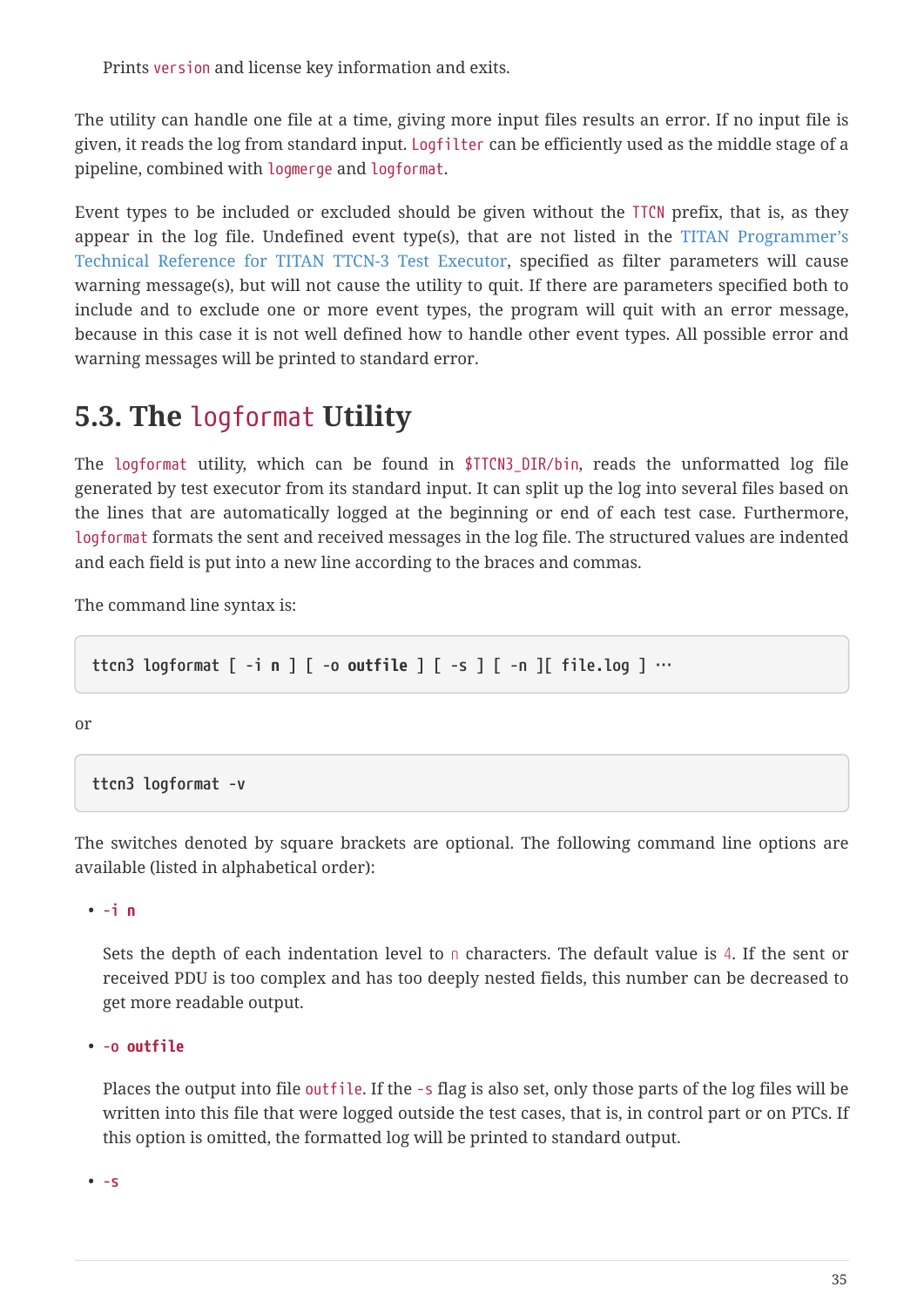Prints `version` and license key information and exits.

The utility can handle one file at a time, giving more input files results an error. If no input file is given, it reads the log from standard input. `Logfilter` can be efficiently used as the middle stage of a pipeline, combined with `logmerge` and `logformat`.

Event types to be included or excluded should be given without the `TTCN` prefix, that is, as they appear in the log file. Undefined event type(s), that are not listed in the TITAN Programmer's Technical Reference for TITAN TTCN-3 Test Executor, specified as filter parameters will cause warning message(s), but will not cause the utility to quit. If there are parameters specified both to include and to exclude one or more event types, the program will quit with an error message, because in this case it is not well defined how to handle other event types. All possible error and warning messages will be printed to standard error.

## 5.3. The `logformat` Utility

The `logformat` utility, which can be found in `$TTCN3_DIR/bin`, reads the unformatted log file generated by test executor from its standard input. It can split up the log into several files based on the lines that are automatically logged at the beginning or end of each test case. Furthermore, `logformat` formats the sent and received messages in the log file. The structured values are indented and each field is put into a new line according to the braces and commas.

The command line syntax is:

```
ttcn3_logformat [ -i n ] [ -o outfile ] [ -s ] [ -n ][ file.log ] …
```

or

```
ttcn3_logformat -v
```

The switches denoted by square brackets are optional. The following command line options are available (listed in alphabetical order):

- **`-i n`**

  Sets the depth of each indentation level to `n` characters. The default value is `4`. If the sent or received PDU is too complex and has too deeply nested fields, this number can be decreased to get more readable output.

- **`-o outfile`**

  Places the output into file `outfile`. If the `-s` flag is also set, only those parts of the log files will be written into this file that were logged outside the test cases, that is, in control part or on PTCs. If this option is omitted, the formatted log will be printed to standard output.

- **`-s`**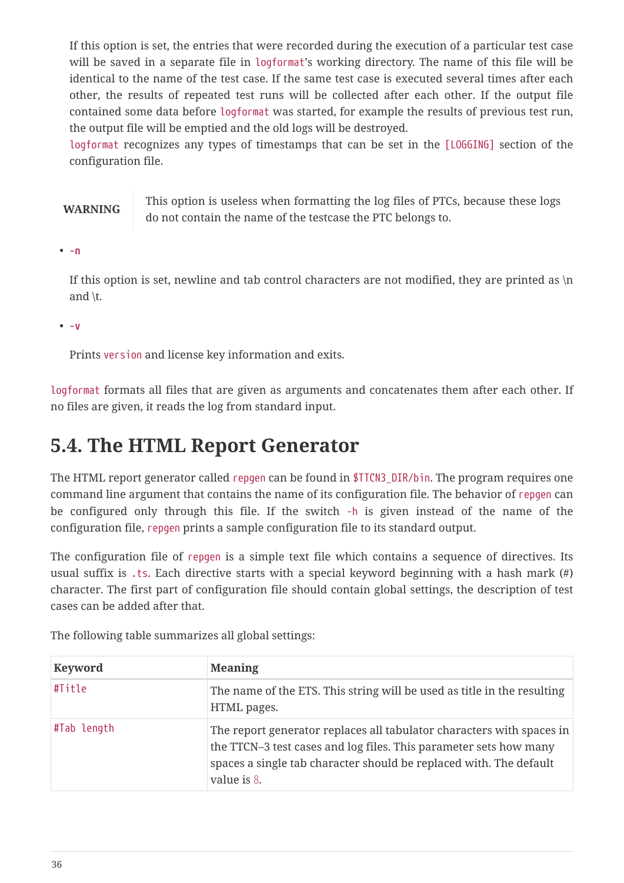If this option is set, the entries that were recorded during the execution of a particular test case will be saved in a separate file in `logformat`'s working directory. The name of this file will be identical to the name of the test case. If the same test case is executed several times after each other, the results of repeated test runs will be collected after each other. If the output file contained some data before `logformat` was started, for example the results of previous test run, the output file will be emptied and the old logs will be destroyed.
`logformat` recognizes any types of timestamps that can be set in the `[LOGGING]` section of the configuration file.

> **WARNING** This option is useless when formatting the log files of PTCs, because these logs do not contain the name of the testcase the PTC belongs to.

- `-n`

  If this option is set, newline and tab control characters are not modified, they are printed as \n and \t.

- `-v`

  Prints `version` and license key information and exits.

`logformat` formats all files that are given as arguments and concatenates them after each other. If no files are given, it reads the log from standard input.

## 5.4. The HTML Report Generator

The HTML report generator called `repgen` can be found in `$TTCN3_DIR/bin`. The program requires one command line argument that contains the name of its configuration file. The behavior of `repgen` can be configured only through this file. If the switch `-h` is given instead of the name of the configuration file, `repgen` prints a sample configuration file to its standard output.

The configuration file of `repgen` is a simple text file which contains a sequence of directives. Its usual suffix is `.ts`. Each directive starts with a special keyword beginning with a hash mark (#) character. The first part of configuration file should contain global settings, the description of test cases can be added after that.

The following table summarizes all global settings:

| Keyword | Meaning |
|---|---|
| `#Title` | The name of the ETS. This string will be used as title in the resulting HTML pages. |
| `#Tab length` | The report generator replaces all tabulator characters with spaces in the TTCN–3 test cases and log files. This parameter sets how many spaces a single tab character should be replaced with. The default value is `8`. |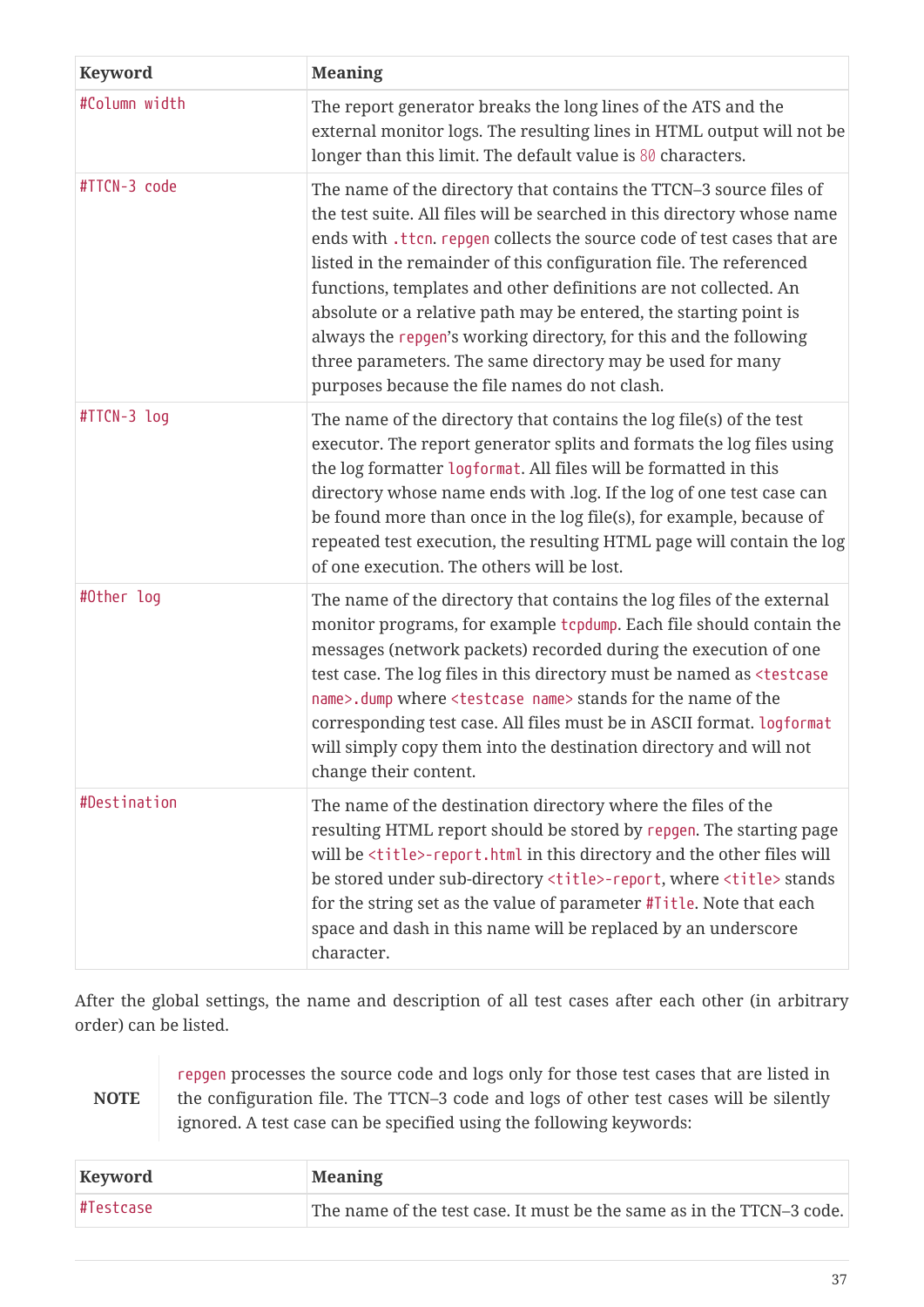| Keyword | Meaning |
| --- | --- |
| `#Column width` | The report generator breaks the long lines of the ATS and the external monitor logs. The resulting lines in HTML output will not be longer than this limit. The default value is `80` characters. |
| `#TTCN-3 code` | The name of the directory that contains the TTCN–3 source files of the test suite. All files will be searched in this directory whose name ends with `.ttcn`. `repgen` collects the source code of test cases that are listed in the remainder of this configuration file. The referenced functions, templates and other definitions are not collected. An absolute or a relative path may be entered, the starting point is always the `repgen`'s working directory, for this and the following three parameters. The same directory may be used for many purposes because the file names do not clash. |
| `#TTCN-3 log` | The name of the directory that contains the log file(s) of the test executor. The report generator splits and formats the log files using the log formatter `logformat`. All files will be formatted in this directory whose name ends with .log. If the log of one test case can be found more than once in the log file(s), for example, because of repeated test execution, the resulting HTML page will contain the log of one execution. The others will be lost. |
| `#Other log` | The name of the directory that contains the log files of the external monitor programs, for example `tcpdump`. Each file should contain the messages (network packets) recorded during the execution of one test case. The log files in this directory must be named as `<testcase name>.dump` where `<testcase name>` stands for the name of the corresponding test case. All files must be in ASCII format. `logformat` will simply copy them into the destination directory and will not change their content. |
| `#Destination` | The name of the destination directory where the files of the resulting HTML report should be stored by `repgen`. The starting page will be `<title>-report.html` in this directory and the other files will be stored under sub-directory `<title>-report`, where `<title>` stands for the string set as the value of parameter `#Title`. Note that each space and dash in this name will be replaced by an underscore character. |

After the global settings, the name and description of all test cases after each other (in arbitrary order) can be listed.

**NOTE** `repgen` processes the source code and logs only for those test cases that are listed in the configuration file. The TTCN–3 code and logs of other test cases will be silently ignored. A test case can be specified using the following keywords:

| Keyword | Meaning |
| --- | --- |
| `#Testcase` | The name of the test case. It must be the same as in the TTCN–3 code. |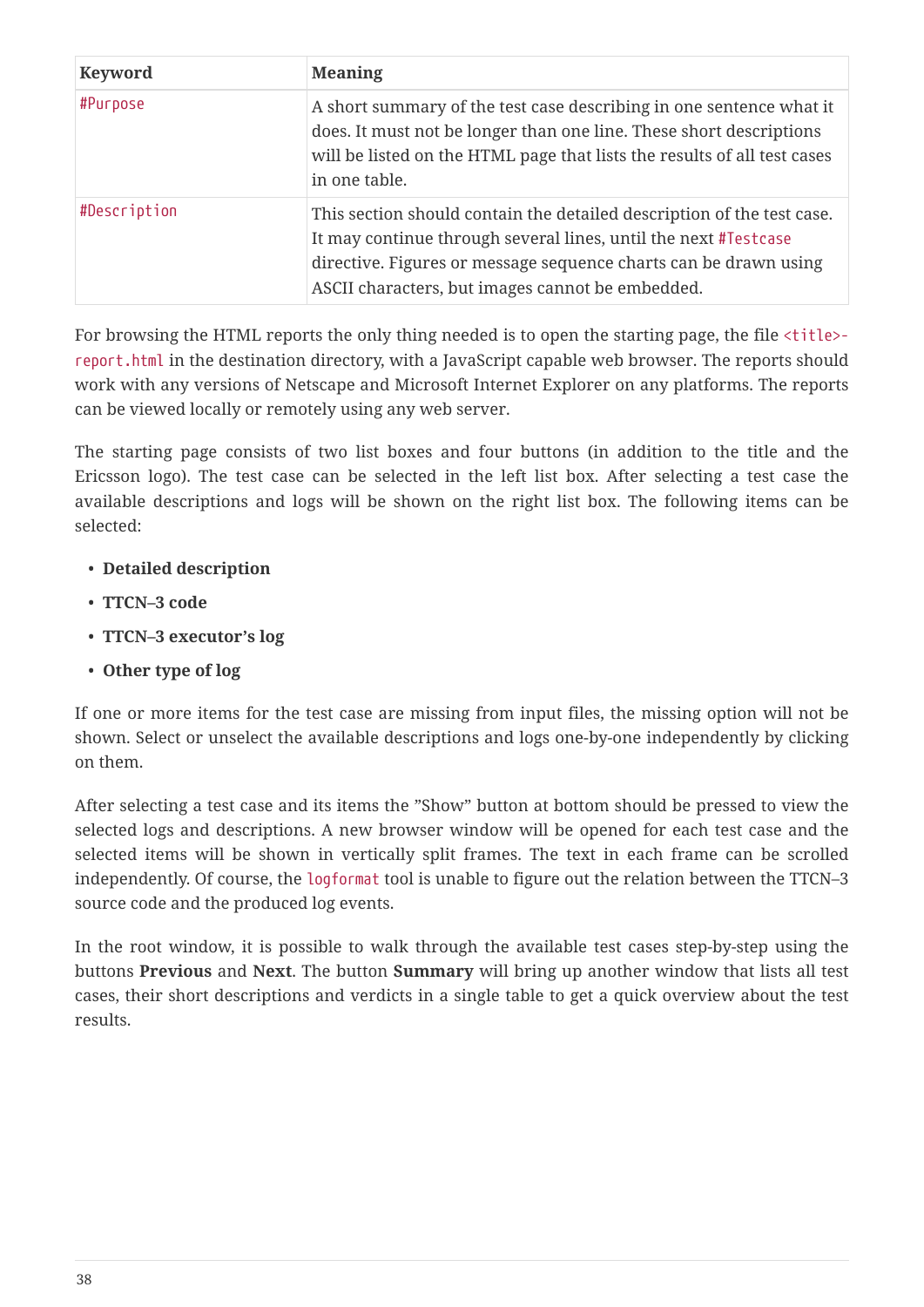| Keyword | Meaning |
| --- | --- |
| `#Purpose` | A short summary of the test case describing in one sentence what it does. It must not be longer than one line. These short descriptions will be listed on the HTML page that lists the results of all test cases in one table. |
| `#Description` | This section should contain the detailed description of the test case. It may continue through several lines, until the next `#Testcase` directive. Figures or message sequence charts can be drawn using ASCII characters, but images cannot be embedded. |

For browsing the HTML reports the only thing needed is to open the starting page, the file `<title>-report.html` in the destination directory, with a JavaScript capable web browser. The reports should work with any versions of Netscape and Microsoft Internet Explorer on any platforms. The reports can be viewed locally or remotely using any web server.

The starting page consists of two list boxes and four buttons (in addition to the title and the Ericsson logo). The test case can be selected in the left list box. After selecting a test case the available descriptions and logs will be shown on the right list box. The following items can be selected:

- **Detailed description**
- **TTCN–3 code**
- **TTCN–3 executor's log**
- **Other type of log**

If one or more items for the test case are missing from input files, the missing option will not be shown. Select or unselect the available descriptions and logs one-by-one independently by clicking on them.

After selecting a test case and its items the "Show" button at bottom should be pressed to view the selected logs and descriptions. A new browser window will be opened for each test case and the selected items will be shown in vertically split frames. The text in each frame can be scrolled independently. Of course, the `logformat` tool is unable to figure out the relation between the TTCN–3 source code and the produced log events.

In the root window, it is possible to walk through the available test cases step-by-step using the buttons **Previous** and **Next**. The button **Summary** will bring up another window that lists all test cases, their short descriptions and verdicts in a single table to get a quick overview about the test results.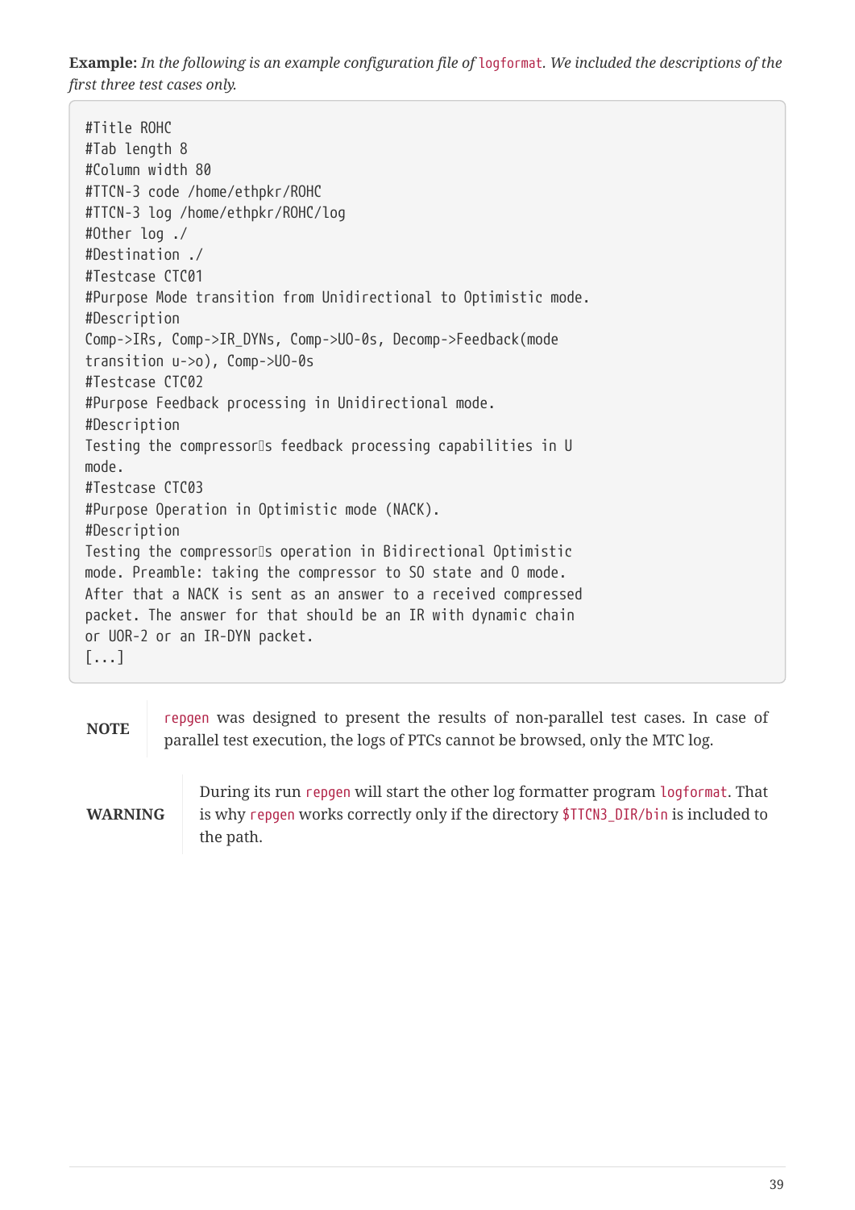**Example:** *In the following is an example configuration file of* `logformat`*. We included the descriptions of the first three test cases only.*

```
#Title ROHC
#Tab length 8
#Column width 80
#TTCN-3 code /home/ethpkr/ROHC
#TTCN-3 log /home/ethpkr/ROHC/log
#Other log ./
#Destination ./
#Testcase CTC01
#Purpose Mode transition from Unidirectional to Optimistic mode.
#Description
Comp->IRs, Comp->IR_DYNs, Comp->UO-0s, Decomp->Feedback(mode
transition u->o), Comp->UO-0s
#Testcase CTC02
#Purpose Feedback processing in Unidirectional mode.
#Description
Testing the compressor s feedback processing capabilities in U
mode.
#Testcase CTC03
#Purpose Operation in Optimistic mode (NACK).
#Description
Testing the compressor s operation in Bidirectional Optimistic
mode. Preamble: taking the compressor to SO state and O mode.
After that a NACK is sent as an answer to a received compressed
packet. The answer for that should be an IR with dynamic chain
or UOR-2 or an IR-DYN packet.
[...]
```

**NOTE** `repgen` was designed to present the results of non-parallel test cases. In case of parallel test execution, the logs of PTCs cannot be browsed, only the MTC log.

**WARNING** During its run `repgen` will start the other log formatter program `logformat`. That is why `repgen` works correctly only if the directory `$TTCN3_DIR/bin` is included to the path.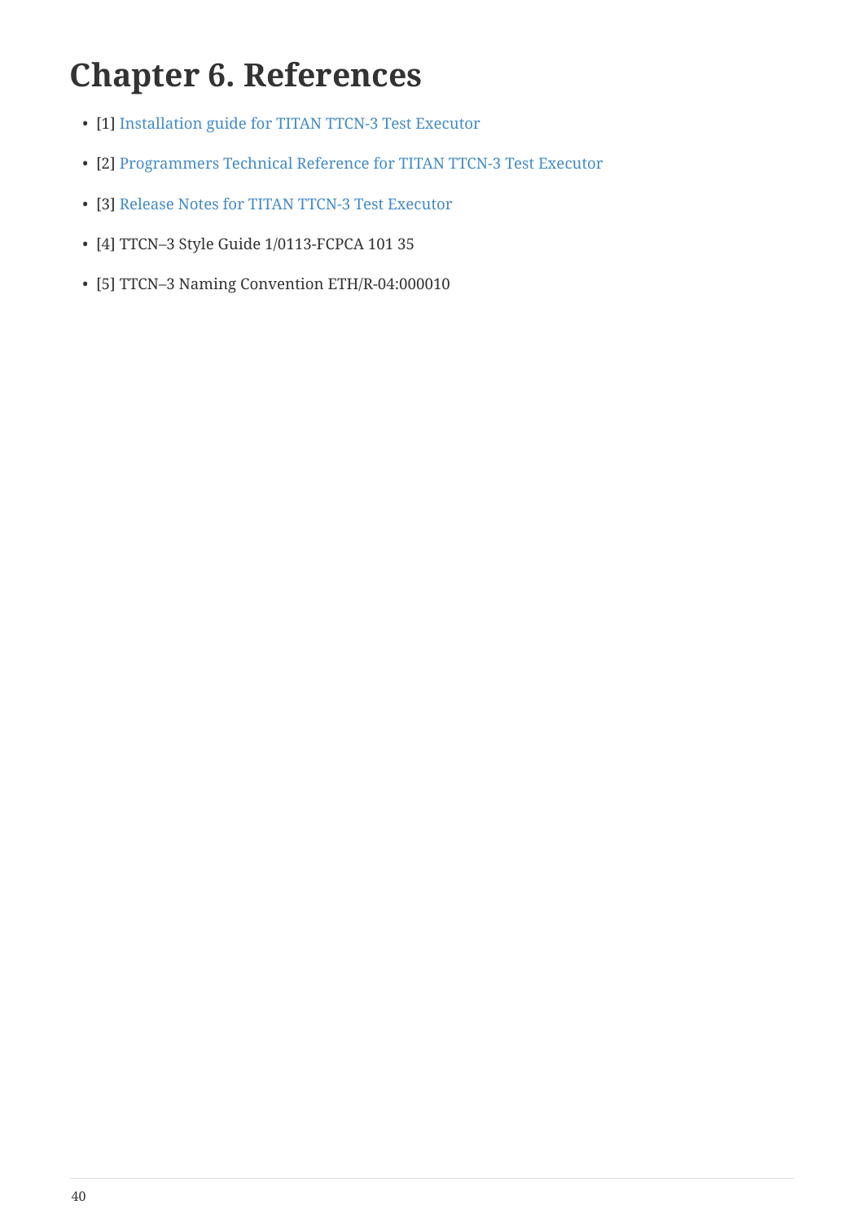# Chapter 6. References

- [1] Installation guide for TITAN TTCN-3 Test Executor
- [2] Programmers Technical Reference for TITAN TTCN-3 Test Executor
- [3] Release Notes for TITAN TTCN-3 Test Executor
- [4] TTCN–3 Style Guide 1/0113-FCPCA 101 35
- [5] TTCN–3 Naming Convention ETH/R-04:000010